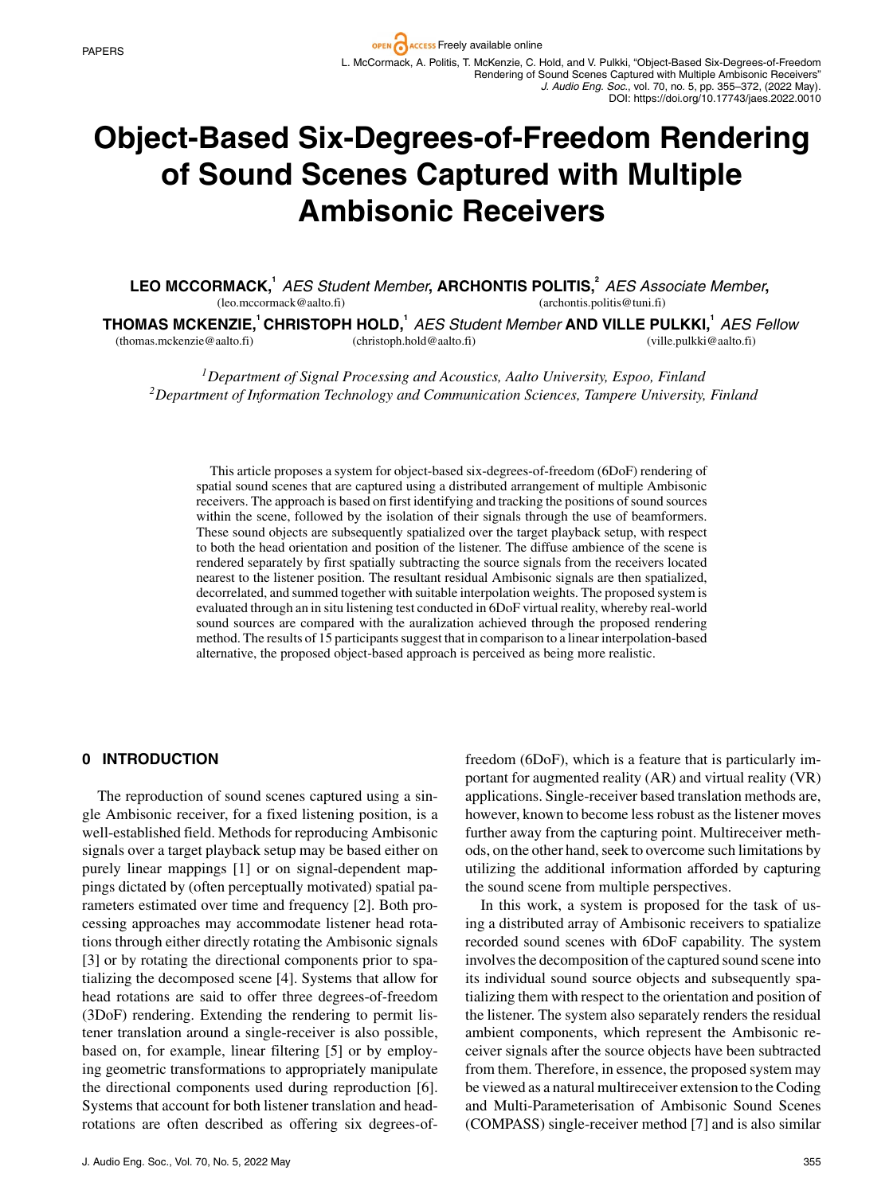# Object-Based Six-Degrees-of-Freedom Rendering of Sound Scenes Captured with Multiple Ambisonic Receivers

**LEO MCCORMACK,**[1] *AES Student Member*, **ARCHONTIS POLITIS,**[2] *AES Associate Member*,
(leo.mccormack@aalto.fi) (archontis.politis@tuni.fi)

**THOMAS MCKENZIE,**[1] **CHRISTOPH HOLD,**[1] *AES Student Member* **AND VILLE PULKKI,**[1] *AES Fellow*
(thomas.mckenzie@aalto.fi) (christoph.hold@aalto.fi) (ville.pulkki@aalto.fi)

[1] *Department of Signal Processing and Acoustics, Aalto University, Espoo, Finland*
[2] *Department of Information Technology and Communication Sciences, Tampere University, Finland*

This article proposes a system for object-based six-degrees-of-freedom (6DoF) rendering of spatial sound scenes that are captured using a distributed arrangement of multiple Ambisonic receivers. The approach is based on first identifying and tracking the positions of sound sources within the scene, followed by the isolation of their signals through the use of beamformers. These sound objects are subsequently spatialized over the target playback setup, with respect to both the head orientation and position of the listener. The diffuse ambience of the scene is rendered separately by first spatially subtracting the source signals from the receivers located nearest to the listener position. The resultant residual Ambisonic signals are then spatialized, decorrelated, and summed together with suitable interpolation weights. The proposed system is evaluated through an in situ listening test conducted in 6DoF virtual reality, whereby real-world sound sources are compared with the auralization achieved through the proposed rendering method. The results of 15 participants suggest that in comparison to a linear interpolation-based alternative, the proposed object-based approach is perceived as being more realistic.

## 0 INTRODUCTION

The reproduction of sound scenes captured using a single Ambisonic receiver, for a fixed listening position, is a well-established field. Methods for reproducing Ambisonic signals over a target playback setup may be based either on purely linear mappings [1] or on signal-dependent mappings dictated by (often perceptually motivated) spatial parameters estimated over time and frequency [2]. Both processing approaches may accommodate listener head rotations through either directly rotating the Ambisonic signals [3] or by rotating the directional components prior to spatializing the decomposed scene [4]. Systems that allow for head rotations are said to offer three degrees-of-freedom (3DoF) rendering. Extending the rendering to permit listener translation around a single-receiver is also possible, based on, for example, linear filtering [5] or by employing geometric transformations to appropriately manipulate the directional components used during reproduction [6]. Systems that account for both listener translation and head-rotations are often described as offering six degrees-of-freedom (6DoF), which is a feature that is particularly important for augmented reality (AR) and virtual reality (VR) applications. Single-receiver based translation methods are, however, known to become less robust as the listener moves further away from the capturing point. Multireceiver methods, on the other hand, seek to overcome such limitations by utilizing the additional information afforded by capturing the sound scene from multiple perspectives.

In this work, a system is proposed for the task of using a distributed array of Ambisonic receivers to spatialize recorded sound scenes with 6DoF capability. The system involves the decomposition of the captured sound scene into its individual sound source objects and subsequently spatializing them with respect to the orientation and position of the listener. The system also separately renders the residual ambient components, which represent the Ambisonic receiver signals after the source objects have been subtracted from them. Therefore, in essence, the proposed system may be viewed as a natural multireceiver extension to the Coding and Multi-Parameterisation of Ambisonic Sound Scenes (COMPASS) single-receiver method [7] and is also similar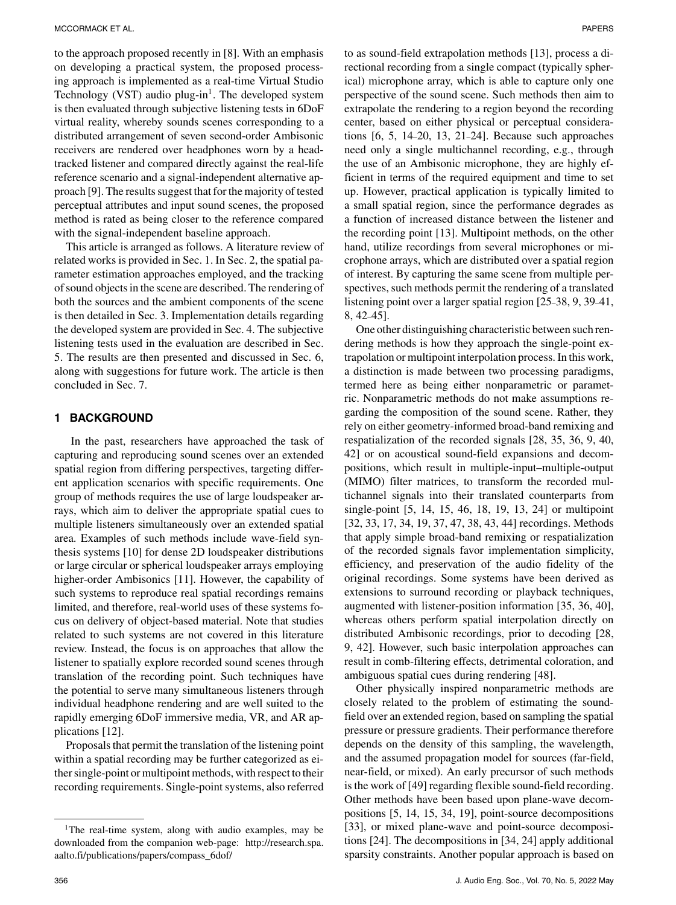to the approach proposed recently in [8]. With an emphasis on developing a practical system, the proposed processing approach is implemented as a real-time Virtual Studio Technology (VST) audio plug-in[1]. The developed system is then evaluated through subjective listening tests in 6DoF virtual reality, whereby sounds scenes corresponding to a distributed arrangement of seven second-order Ambisonic receivers are rendered over headphones worn by a head-tracked listener and compared directly against the real-life reference scenario and a signal-independent alternative approach [9]. The results suggest that for the majority of tested perceptual attributes and input sound scenes, the proposed method is rated as being closer to the reference compared with the signal-independent baseline approach.

This article is arranged as follows. A literature review of related works is provided in Sec. 1. In Sec. 2, the spatial parameter estimation approaches employed, and the tracking of sound objects in the scene are described. The rendering of both the sources and the ambient components of the scene is then detailed in Sec. 3. Implementation details regarding the developed system are provided in Sec. 4. The subjective listening tests used in the evaluation are described in Sec. 5. The results are then presented and discussed in Sec. 6, along with suggestions for future work. The article is then concluded in Sec. 7.

## 1 BACKGROUND

In the past, researchers have approached the task of capturing and reproducing sound scenes over an extended spatial region from differing perspectives, targeting different application scenarios with specific requirements. One group of methods requires the use of large loudspeaker arrays, which aim to deliver the appropriate spatial cues to multiple listeners simultaneously over an extended spatial area. Examples of such methods include wave-field synthesis systems [10] for dense 2D loudspeaker distributions or large circular or spherical loudspeaker arrays employing higher-order Ambisonics [11]. However, the capability of such systems to reproduce real spatial recordings remains limited, and therefore, real-world uses of these systems focus on delivery of object-based material. Note that studies related to such systems are not covered in this literature review. Instead, the focus is on approaches that allow the listener to spatially explore recorded sound scenes through translation of the recording point. Such techniques have the potential to serve many simultaneous listeners through individual headphone rendering and are well suited to the rapidly emerging 6DoF immersive media, VR, and AR applications [12].

Proposals that permit the translation of the listening point within a spatial recording may be further categorized as either single-point or multipoint methods, with respect to their recording requirements. Single-point systems, also referred to as sound-field extrapolation methods [13], process a directional recording from a single compact (typically spherical) microphone array, which is able to capture only one perspective of the sound scene. Such methods then aim to extrapolate the rendering to a region beyond the recording center, based on either physical or perceptual considerations [6, 5, 14–20, 13, 21–24]. Because such approaches need only a single multichannel recording, e.g., through the use of an Ambisonic microphone, they are highly efficient in terms of the required equipment and time to set up. However, practical application is typically limited to a small spatial region, since the performance degrades as a function of increased distance between the listener and the recording point [13]. Multipoint methods, on the other hand, utilize recordings from several microphones or microphone arrays, which are distributed over a spatial region of interest. By capturing the same scene from multiple perspectives, such methods permit the rendering of a translated listening point over a larger spatial region [25–38, 9, 39–41, 8, 42–45].

One other distinguishing characteristic between such rendering methods is how they approach the single-point extrapolation or multipoint interpolation process. In this work, a distinction is made between two processing paradigms, termed here as being either nonparametric or parametric. Nonparametric methods do not make assumptions regarding the composition of the sound scene. Rather, they rely on either geometry-informed broad-band remixing and respatialization of the recorded signals [28, 35, 36, 9, 40, 42] or on acoustical sound-field expansions and decompositions, which result in multiple-input–multiple-output (MIMO) filter matrices, to transform the recorded multichannel signals into their translated counterparts from single-point [5, 14, 15, 46, 18, 19, 13, 24] or multipoint [32, 33, 17, 34, 19, 37, 47, 38, 43, 44] recordings. Methods that apply simple broad-band remixing or respatialization of the recorded signals favor implementation simplicity, efficiency, and preservation of the audio fidelity of the original recordings. Some systems have been derived as extensions to surround recording or playback techniques, augmented with listener-position information [35, 36, 40], whereas others perform spatial interpolation directly on distributed Ambisonic recordings, prior to decoding [28, 9, 42]. However, such basic interpolation approaches can result in comb-filtering effects, detrimental coloration, and ambiguous spatial cues during rendering [48].

Other physically inspired nonparametric methods are closely related to the problem of estimating the sound-field over an extended region, based on sampling the spatial pressure or pressure gradients. Their performance therefore depends on the density of this sampling, the wavelength, and the assumed propagation model for sources (far-field, near-field, or mixed). An early precursor of such methods is the work of [49] regarding flexible sound-field recording. Other methods have been based upon plane-wave decompositions [5, 14, 15, 34, 19], point-source decompositions [33], or mixed plane-wave and point-source decompositions [24]. The decompositions in [34, 24] apply additional sparsity constraints. Another popular approach is based on

[1] The real-time system, along with audio examples, may be downloaded from the companion web-page: http://research.spa.aalto.fi/publications/papers/compass_6dof/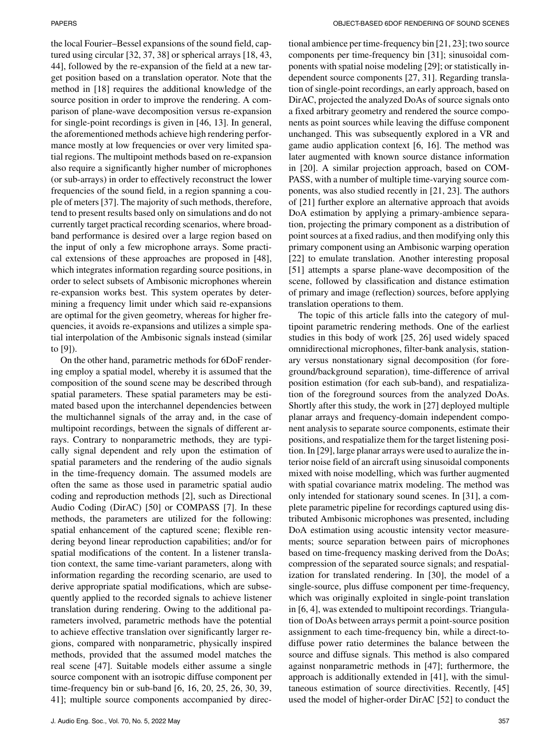the local Fourier–Bessel expansions of the sound field, captured using circular [32, 37, 38] or spherical arrays [18, 43, 44], followed by the re-expansion of the field at a new target position based on a translation operator. Note that the method in [18] requires the additional knowledge of the source position in order to improve the rendering. A comparison of plane-wave decomposition versus re-expansion for single-point recordings is given in [46, 13]. In general, the aforementioned methods achieve high rendering performance mostly at low frequencies or over very limited spatial regions. The multipoint methods based on re-expansion also require a significantly higher number of microphones (or sub-arrays) in order to effectively reconstruct the lower frequencies of the sound field, in a region spanning a couple of meters [37]. The majority of such methods, therefore, tend to present results based only on simulations and do not currently target practical recording scenarios, where broadband performance is desired over a large region based on the input of only a few microphone arrays. Some practical extensions of these approaches are proposed in [48], which integrates information regarding source positions, in order to select subsets of Ambisonic microphones wherein re-expansion works best. This system operates by determining a frequency limit under which said re-expansions are optimal for the given geometry, whereas for higher frequencies, it avoids re-expansions and utilizes a simple spatial interpolation of the Ambisonic signals instead (similar to [9]).

On the other hand, parametric methods for 6DoF rendering employ a spatial model, whereby it is assumed that the composition of the sound scene may be described through spatial parameters. These spatial parameters may be estimated based upon the interchannel dependencies between the multichannel signals of the array and, in the case of multipoint recordings, between the signals of different arrays. Contrary to nonparametric methods, they are typically signal dependent and rely upon the estimation of spatial parameters and the rendering of the audio signals in the time-frequency domain. The assumed models are often the same as those used in parametric spatial audio coding and reproduction methods [2], such as Directional Audio Coding (DirAC) [50] or COMPASS [7]. In these methods, the parameters are utilized for the following: spatial enhancement of the captured scene; flexible rendering beyond linear reproduction capabilities; and/or for spatial modifications of the content. In a listener translation context, the same time-variant parameters, along with information regarding the recording scenario, are used to derive appropriate spatial modifications, which are subsequently applied to the recorded signals to achieve listener translation during rendering. Owing to the additional parameters involved, parametric methods have the potential to achieve effective translation over significantly larger regions, compared with nonparametric, physically inspired methods, provided that the assumed model matches the real scene [47]. Suitable models either assume a single source component with an isotropic diffuse component per time-frequency bin or sub-band [6, 16, 20, 25, 26, 30, 39, 41]; multiple source components accompanied by directional ambience per time-frequency bin [21, 23]; two source components per time-frequency bin [31]; sinusoidal components with spatial noise modeling [29]; or statistically independent source components [27, 31]. Regarding translation of single-point recordings, an early approach, based on DirAC, projected the analyzed DoAs of source signals onto a fixed arbitrary geometry and rendered the source components as point sources while leaving the diffuse component unchanged. This was subsequently explored in a VR and game audio application context [6, 16]. The method was later augmented with known source distance information in [20]. A similar projection approach, based on COMPASS, with a number of multiple time-varying source components, was also studied recently in [21, 23]. The authors of [21] further explore an alternative approach that avoids DoA estimation by applying a primary-ambience separation, projecting the primary component as a distribution of point sources at a fixed radius, and then modifying only this primary component using an Ambisonic warping operation [22] to emulate translation. Another interesting proposal [51] attempts a sparse plane-wave decomposition of the scene, followed by classification and distance estimation of primary and image (reflection) sources, before applying translation operations to them.

The topic of this article falls into the category of multipoint parametric rendering methods. One of the earliest studies in this body of work [25, 26] used widely spaced omnidirectional microphones, filter-bank analysis, stationary versus nonstationary signal decomposition (for foreground/background separation), time-difference of arrival position estimation (for each sub-band), and respatialization of the foreground sources from the analyzed DoAs. Shortly after this study, the work in [27] deployed multiple planar arrays and frequency-domain independent component analysis to separate source components, estimate their positions, and respatialize them for the target listening position. In [29], large planar arrays were used to auralize the interior noise field of an aircraft using sinusoidal components mixed with noise modelling, which was further augmented with spatial covariance matrix modeling. The method was only intended for stationary sound scenes. In [31], a complete parametric pipeline for recordings captured using distributed Ambisonic microphones was presented, including DoA estimation using acoustic intensity vector measurements; source separation between pairs of microphones based on time-frequency masking derived from the DoAs; compression of the separated source signals; and respatialization for translated rendering. In [30], the model of a single-source, plus diffuse component per time-frequency, which was originally exploited in single-point translation in [6, 4], was extended to multipoint recordings. Triangulation of DoAs between arrays permit a point-source position assignment to each time-frequency bin, while a direct-to-diffuse power ratio determines the balance between the source and diffuse signals. This method is also compared against nonparametric methods in [47]; furthermore, the approach is additionally extended in [41], with the simultaneous estimation of source directivities. Recently, [45] used the model of higher-order DirAC [52] to conduct the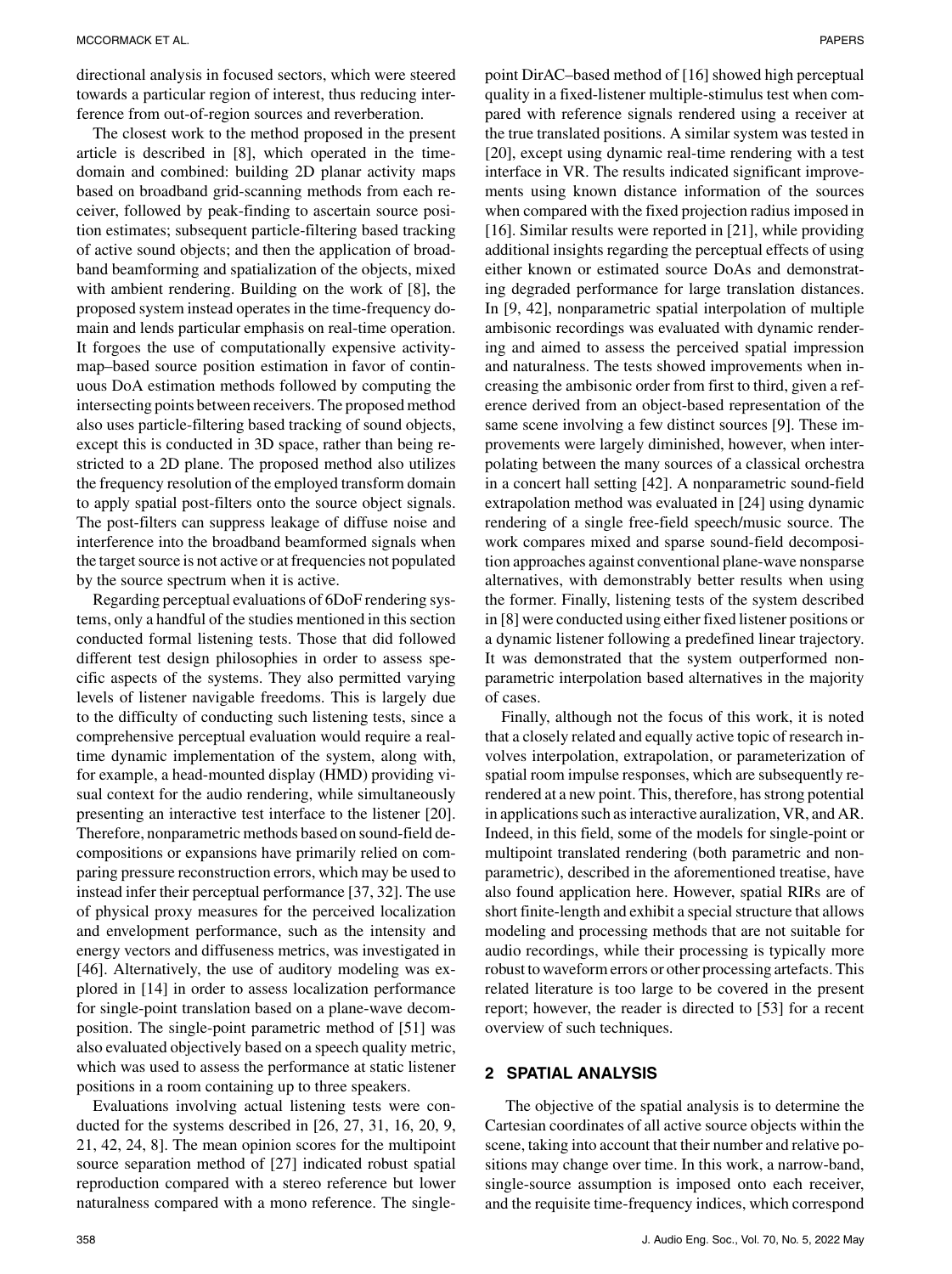directional analysis in focused sectors, which were steered towards a particular region of interest, thus reducing interference from out-of-region sources and reverberation.

The closest work to the method proposed in the present article is described in [8], which operated in the time-domain and combined: building 2D planar activity maps based on broadband grid-scanning methods from each receiver, followed by peak-finding to ascertain source position estimates; subsequent particle-filtering based tracking of active sound objects; and then the application of broadband beamforming and spatialization of the objects, mixed with ambient rendering. Building on the work of [8], the proposed system instead operates in the time-frequency domain and lends particular emphasis on real-time operation. It forgoes the use of computationally expensive activity-map–based source position estimation in favor of continuous DoA estimation methods followed by computing the intersecting points between receivers. The proposed method also uses particle-filtering based tracking of sound objects, except this is conducted in 3D space, rather than being restricted to a 2D plane. The proposed method also utilizes the frequency resolution of the employed transform domain to apply spatial post-filters onto the source object signals. The post-filters can suppress leakage of diffuse noise and interference into the broadband beamformed signals when the target source is not active or at frequencies not populated by the source spectrum when it is active.

Regarding perceptual evaluations of 6DoF rendering systems, only a handful of the studies mentioned in this section conducted formal listening tests. Those that did followed different test design philosophies in order to assess specific aspects of the systems. They also permitted varying levels of listener navigable freedoms. This is largely due to the difficulty of conducting such listening tests, since a comprehensive perceptual evaluation would require a real-time dynamic implementation of the system, along with, for example, a head-mounted display (HMD) providing visual context for the audio rendering, while simultaneously presenting an interactive test interface to the listener [20]. Therefore, nonparametric methods based on sound-field decompositions or expansions have primarily relied on comparing pressure reconstruction errors, which may be used to instead infer their perceptual performance [37, 32]. The use of physical proxy measures for the perceived localization and envelopment performance, such as the intensity and energy vectors and diffuseness metrics, was investigated in [46]. Alternatively, the use of auditory modeling was explored in [14] in order to assess localization performance for single-point translation based on a plane-wave decomposition. The single-point parametric method of [51] was also evaluated objectively based on a speech quality metric, which was used to assess the performance at static listener positions in a room containing up to three speakers.

Evaluations involving actual listening tests were conducted for the systems described in [26, 27, 31, 16, 20, 9, 21, 42, 24, 8]. The mean opinion scores for the multipoint source separation method of [27] indicated robust spatial reproduction compared with a stereo reference but lower naturalness compared with a mono reference. The single-point DirAC–based method of [16] showed high perceptual quality in a fixed-listener multiple-stimulus test when compared with reference signals rendered using a receiver at the true translated positions. A similar system was tested in [20], except using dynamic real-time rendering with a test interface in VR. The results indicated significant improvements using known distance information of the sources when compared with the fixed projection radius imposed in [16]. Similar results were reported in [21], while providing additional insights regarding the perceptual effects of using either known or estimated source DoAs and demonstrating degraded performance for large translation distances. In [9, 42], nonparametric spatial interpolation of multiple ambisonic recordings was evaluated with dynamic rendering and aimed to assess the perceived spatial impression and naturalness. The tests showed improvements when increasing the ambisonic order from first to third, given a reference derived from an object-based representation of the same scene involving a few distinct sources [9]. These improvements were largely diminished, however, when interpolating between the many sources of a classical orchestra in a concert hall setting [42]. A nonparametric sound-field extrapolation method was evaluated in [24] using dynamic rendering of a single free-field speech/music source. The work compares mixed and sparse sound-field decomposition approaches against conventional plane-wave nonsparse alternatives, with demonstrably better results when using the former. Finally, listening tests of the system described in [8] were conducted using either fixed listener positions or a dynamic listener following a predefined linear trajectory. It was demonstrated that the system outperformed nonparametric interpolation based alternatives in the majority of cases.

Finally, although not the focus of this work, it is noted that a closely related and equally active topic of research involves interpolation, extrapolation, or parameterization of spatial room impulse responses, which are subsequently rerendered at a new point. This, therefore, has strong potential in applications such as interactive auralization, VR, and AR. Indeed, in this field, some of the models for single-point or multipoint translated rendering (both parametric and nonparametric), described in the aforementioned treatise, have also found application here. However, spatial RIRs are of short finite-length and exhibit a special structure that allows modeling and processing methods that are not suitable for audio recordings, while their processing is typically more robust to waveform errors or other processing artefacts. This related literature is too large to be covered in the present report; however, the reader is directed to [53] for a recent overview of such techniques.

## 2 SPATIAL ANALYSIS

The objective of the spatial analysis is to determine the Cartesian coordinates of all active source objects within the scene, taking into account that their number and relative positions may change over time. In this work, a narrow-band, single-source assumption is imposed onto each receiver, and the requisite time-frequency indices, which correspond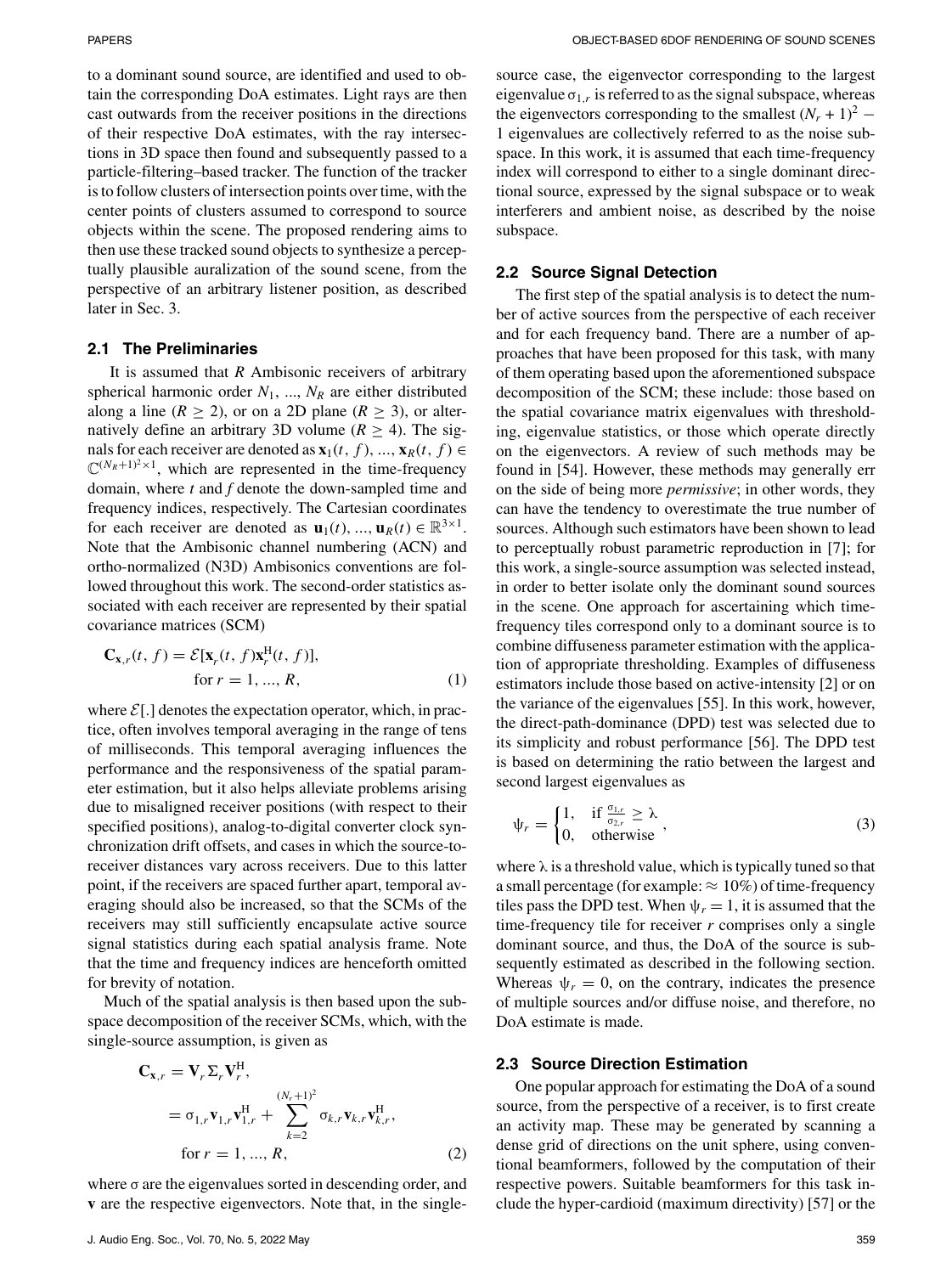to a dominant sound source, are identified and used to obtain the corresponding DoA estimates. Light rays are then cast outwards from the receiver positions in the directions of their respective DoA estimates, with the ray intersections in 3D space then found and subsequently passed to a particle-filtering–based tracker. The function of the tracker is to follow clusters of intersection points over time, with the center points of clusters assumed to correspond to source objects within the scene. The proposed rendering aims to then use these tracked sound objects to synthesize a perceptually plausible auralization of the sound scene, from the perspective of an arbitrary listener position, as described later in Sec. 3.

### 2.1 The Preliminaries

It is assumed that $R$ Ambisonic receivers of arbitrary spherical harmonic order $N_1, ..., N_R$ are either distributed along a line ($R \geq 2$), or on a 2D plane ($R \geq 3$), or alternatively define an arbitrary 3D volume ($R \geq 4$). The signals for each receiver are denoted as $\mathbf{x}_1(t, f), ..., \mathbf{x}_R(t, f) \in \mathbb{C}^{(N_R+1)^2 \times 1}$, which are represented in the time-frequency domain, where $t$ and $f$ denote the down-sampled time and frequency indices, respectively. The Cartesian coordinates for each receiver are denoted as $\mathbf{u}_1(t), ..., \mathbf{u}_R(t) \in \mathbb{R}^{3\times 1}$. Note that the Ambisonic channel numbering (ACN) and ortho-normalized (N3D) Ambisonics conventions are followed throughout this work. The second-order statistics associated with each receiver are represented by their spatial covariance matrices (SCM)

$$\mathbf{C}_{\mathbf{x},r}(t, f) = \mathcal{E}[\mathbf{x}_r(t, f)\mathbf{x}_r^{\mathrm{H}}(t, f)], \quad \text{for } r = 1, ..., R, \tag{1}$$

where $\mathcal{E}[.]$ denotes the expectation operator, which, in practice, often involves temporal averaging in the range of tens of milliseconds. This temporal averaging influences the performance and the responsiveness of the spatial parameter estimation, but it also helps alleviate problems arising due to misaligned receiver positions (with respect to their specified positions), analog-to-digital converter clock synchronization drift offsets, and cases in which the source-to-receiver distances vary across receivers. Due to this latter point, if the receivers are spaced further apart, temporal averaging should also be increased, so that the SCMs of the receivers may still sufficiently encapsulate active source signal statistics during each spatial analysis frame. Note that the time and frequency indices are henceforth omitted for brevity of notation.

Much of the spatial analysis is then based upon the subspace decomposition of the receiver SCMs, which, with the single-source assumption, is given as

$$\begin{aligned}\mathbf{C}_{\mathbf{x},r} &= \mathbf{V}_r \Sigma_r \mathbf{V}_r^{\mathrm{H}}, \\ &= \sigma_{1,r}\mathbf{v}_{1,r}\mathbf{v}_{1,r}^{\mathrm{H}} + \sum_{k=2}^{(N_r+1)^2} \sigma_{k,r}\mathbf{v}_{k,r}\mathbf{v}_{k,r}^{\mathrm{H}}, \\ &\text{for } r = 1, ..., R,\end{aligned} \tag{2}$$

where $\sigma$ are the eigenvalues sorted in descending order, and $\mathbf{v}$ are the respective eigenvectors. Note that, in the single-source case, the eigenvector corresponding to the largest eigenvalue $\sigma_{1,r}$ is referred to as the signal subspace, whereas the eigenvectors corresponding to the smallest $(N_r + 1)^2 - 1$ eigenvalues are collectively referred to as the noise subspace. In this work, it is assumed that each time-frequency index will correspond to either to a single dominant directional source, expressed by the signal subspace or to weak interferers and ambient noise, as described by the noise subspace.

### 2.2 Source Signal Detection

The first step of the spatial analysis is to detect the number of active sources from the perspective of each receiver and for each frequency band. There are a number of approaches that have been proposed for this task, with many of them operating based upon the aforementioned subspace decomposition of the SCM; these include: those based on the spatial covariance matrix eigenvalues with thresholding, eigenvalue statistics, or those which operate directly on the eigenvectors. A review of such methods may be found in [54]. However, these methods may generally err on the side of being more *permissive*; in other words, they can have the tendency to overestimate the true number of sources. Although such estimators have been shown to lead to perceptually robust parametric reproduction in [7]; for this work, a single-source assumption was selected instead, in order to better isolate only the dominant sound sources in the scene. One approach for ascertaining which time-frequency tiles correspond only to a dominant source is to combine diffuseness parameter estimation with the application of appropriate thresholding. Examples of diffuseness estimators include those based on active-intensity [2] or on the variance of the eigenvalues [55]. In this work, however, the direct-path-dominance (DPD) test was selected due to its simplicity and robust performance [56]. The DPD test is based on determining the ratio between the largest and second largest eigenvalues as

$$\psi_r = \begin{cases} 1, & \text{if } \frac{\sigma_{1,r}}{\sigma_{2,r}} \geq \lambda \\ 0, & \text{otherwise} \end{cases}, \tag{3}$$

where $\lambda$ is a threshold value, which is typically tuned so that a small percentage (for example: $\approx 10\%$) of time-frequency tiles pass the DPD test. When $\psi_r = 1$, it is assumed that the time-frequency tile for receiver $r$ comprises only a single dominant source, and thus, the DoA of the source is subsequently estimated as described in the following section. Whereas $\psi_r = 0$, on the contrary, indicates the presence of multiple sources and/or diffuse noise, and therefore, no DoA estimate is made.

### 2.3 Source Direction Estimation

One popular approach for estimating the DoA of a sound source, from the perspective of a receiver, is to first create an activity map. These may be generated by scanning a dense grid of directions on the unit sphere, using conventional beamformers, followed by the computation of their respective powers. Suitable beamformers for this task include the hyper-cardioid (maximum directivity) [57] or the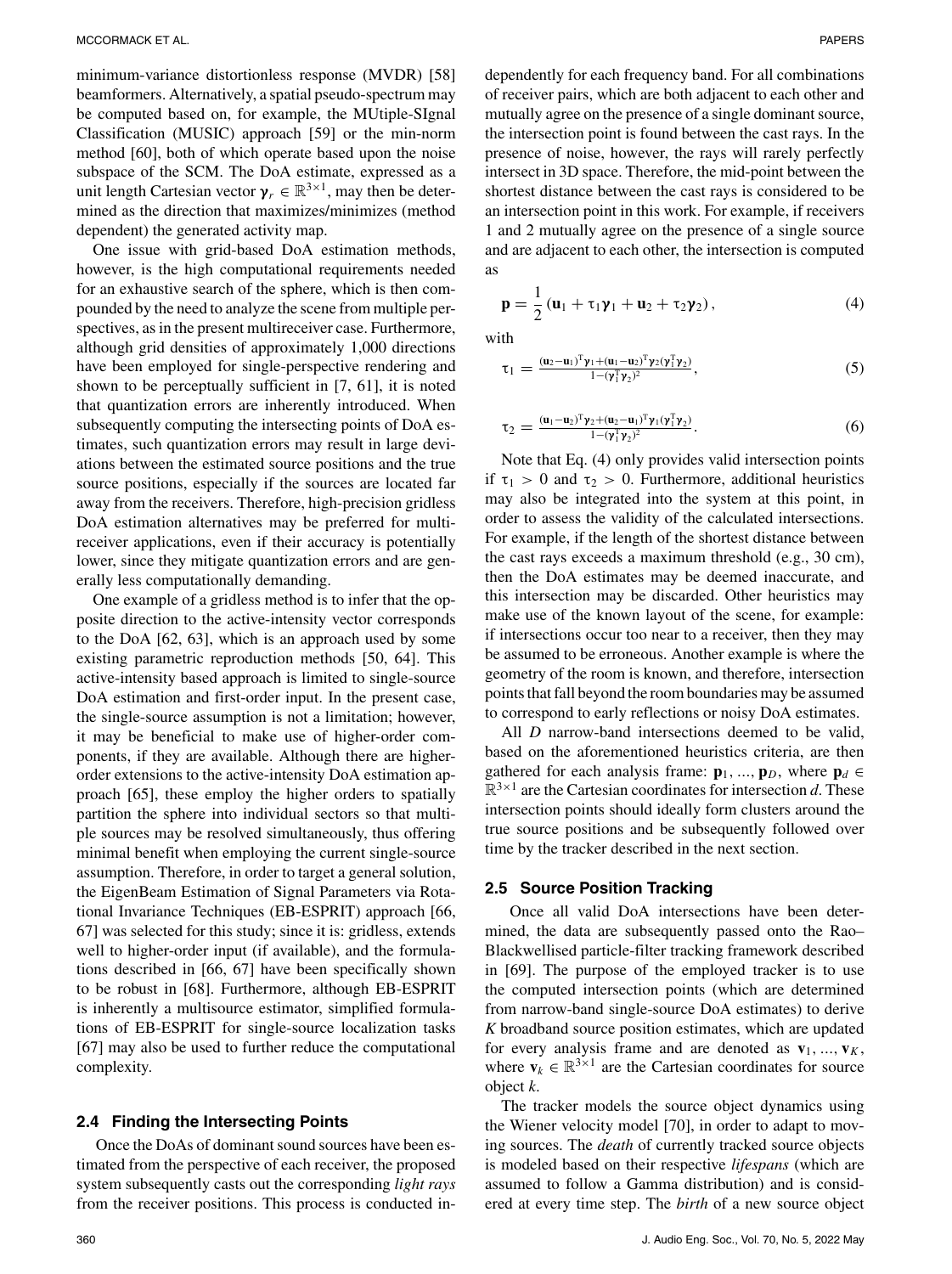minimum-variance distortionless response (MVDR) [58] beamformers. Alternatively, a spatial pseudo-spectrum may be computed based on, for example, the MUtiple-SIgnal Classification (MUSIC) approach [59] or the min-norm method [60], both of which operate based upon the noise subspace of the SCM. The DoA estimate, expressed as a unit length Cartesian vector $\boldsymbol{\gamma}_r \in \mathbb{R}^{3\times 1}$, may then be determined as the direction that maximizes/minimizes (method dependent) the generated activity map.

One issue with grid-based DoA estimation methods, however, is the high computational requirements needed for an exhaustive search of the sphere, which is then compounded by the need to analyze the scene from multiple perspectives, as in the present multireceiver case. Furthermore, although grid densities of approximately 1,000 directions have been employed for single-perspective rendering and shown to be perceptually sufficient in [7, 61], it is noted that quantization errors are inherently introduced. When subsequently computing the intersecting points of DoA estimates, such quantization errors may result in large deviations between the estimated source positions and the true source positions, especially if the sources are located far away from the receivers. Therefore, high-precision gridless DoA estimation alternatives may be preferred for multireceiver applications, even if their accuracy is potentially lower, since they mitigate quantization errors and are generally less computationally demanding.

One example of a gridless method is to infer that the opposite direction to the active-intensity vector corresponds to the DoA [62, 63], which is an approach used by some existing parametric reproduction methods [50, 64]. This active-intensity based approach is limited to single-source DoA estimation and first-order input. In the present case, the single-source assumption is not a limitation; however, it may be beneficial to make use of higher-order components, if they are available. Although there are higher-order extensions to the active-intensity DoA estimation approach [65], these employ the higher orders to spatially partition the sphere into individual sectors so that multiple sources may be resolved simultaneously, thus offering minimal benefit when employing the current single-source assumption. Therefore, in order to target a general solution, the EigenBeam Estimation of Signal Parameters via Rotational Invariance Techniques (EB-ESPRIT) approach [66, 67] was selected for this study; since it is: gridless, extends well to higher-order input (if available), and the formulations described in [66, 67] have been specifically shown to be robust in [68]. Furthermore, although EB-ESPRIT is inherently a multisource estimator, simplified formulations of EB-ESPRIT for single-source localization tasks [67] may also be used to further reduce the computational complexity.

### 2.4 Finding the Intersecting Points

Once the DoAs of dominant sound sources have been estimated from the perspective of each receiver, the proposed system subsequently casts out the corresponding *light rays* from the receiver positions. This process is conducted independently for each frequency band. For all combinations of receiver pairs, which are both adjacent to each other and mutually agree on the presence of a single dominant source, the intersection point is found between the cast rays. In the presence of noise, however, the rays will rarely perfectly intersect in 3D space. Therefore, the mid-point between the shortest distance between the cast rays is considered to be an intersection point in this work. For example, if receivers 1 and 2 mutually agree on the presence of a single source and are adjacent to each other, the intersection is computed as

$$\mathbf{p} = \frac{1}{2}\left(\mathbf{u}_1 + \tau_1\boldsymbol{\gamma}_1 + \mathbf{u}_2 + \tau_2\boldsymbol{\gamma}_2\right), \tag{4}$$

with

$$\tau_1 = \frac{(\mathbf{u}_2-\mathbf{u}_1)^{\mathrm{T}}\boldsymbol{\gamma}_1 + (\mathbf{u}_1-\mathbf{u}_2)^{\mathrm{T}}\boldsymbol{\gamma}_2(\boldsymbol{\gamma}_1^{\mathrm{T}}\boldsymbol{\gamma}_2)}{1-(\boldsymbol{\gamma}_1^{\mathrm{T}}\boldsymbol{\gamma}_2)^2}, \tag{5}$$

$$\tau_2 = \frac{(\mathbf{u}_1-\mathbf{u}_2)^{\mathrm{T}}\boldsymbol{\gamma}_2 + (\mathbf{u}_2-\mathbf{u}_1)^{\mathrm{T}}\boldsymbol{\gamma}_1(\boldsymbol{\gamma}_1^{\mathrm{T}}\boldsymbol{\gamma}_2)}{1-(\boldsymbol{\gamma}_1^{\mathrm{T}}\boldsymbol{\gamma}_2)^2}. \tag{6}$$

Note that Eq. (4) only provides valid intersection points if $\tau_1 > 0$ and $\tau_2 > 0$. Furthermore, additional heuristics may also be integrated into the system at this point, in order to assess the validity of the calculated intersections. For example, if the length of the shortest distance between the cast rays exceeds a maximum threshold (e.g., 30 cm), then the DoA estimates may be deemed inaccurate, and this intersection may be discarded. Other heuristics may make use of the known layout of the scene, for example: if intersections occur too near to a receiver, then they may be assumed to be erroneous. Another example is where the geometry of the room is known, and therefore, intersection points that fall beyond the room boundaries may be assumed to correspond to early reflections or noisy DoA estimates.

All $D$ narrow-band intersections deemed to be valid, based on the aforementioned heuristics criteria, are then gathered for each analysis frame: $\mathbf{p}_1, ..., \mathbf{p}_D$, where $\mathbf{p}_d \in \mathbb{R}^{3\times 1}$ are the Cartesian coordinates for intersection $d$. These intersection points should ideally form clusters around the true source positions and be subsequently followed over time by the tracker described in the next section.

### 2.5 Source Position Tracking

Once all valid DoA intersections have been determined, the data are subsequently passed onto the Rao–Blackwellised particle-filter tracking framework described in [69]. The purpose of the employed tracker is to use the computed intersection points (which are determined from narrow-band single-source DoA estimates) to derive $K$ broadband source position estimates, which are updated for every analysis frame and are denoted as $\mathbf{v}_1, ..., \mathbf{v}_K$, where $\mathbf{v}_k \in \mathbb{R}^{3\times 1}$ are the Cartesian coordinates for source object $k$.

The tracker models the source object dynamics using the Wiener velocity model [70], in order to adapt to moving sources. The *death* of currently tracked source objects is modeled based on their respective *lifespans* (which are assumed to follow a Gamma distribution) and is considered at every time step. The *birth* of a new source object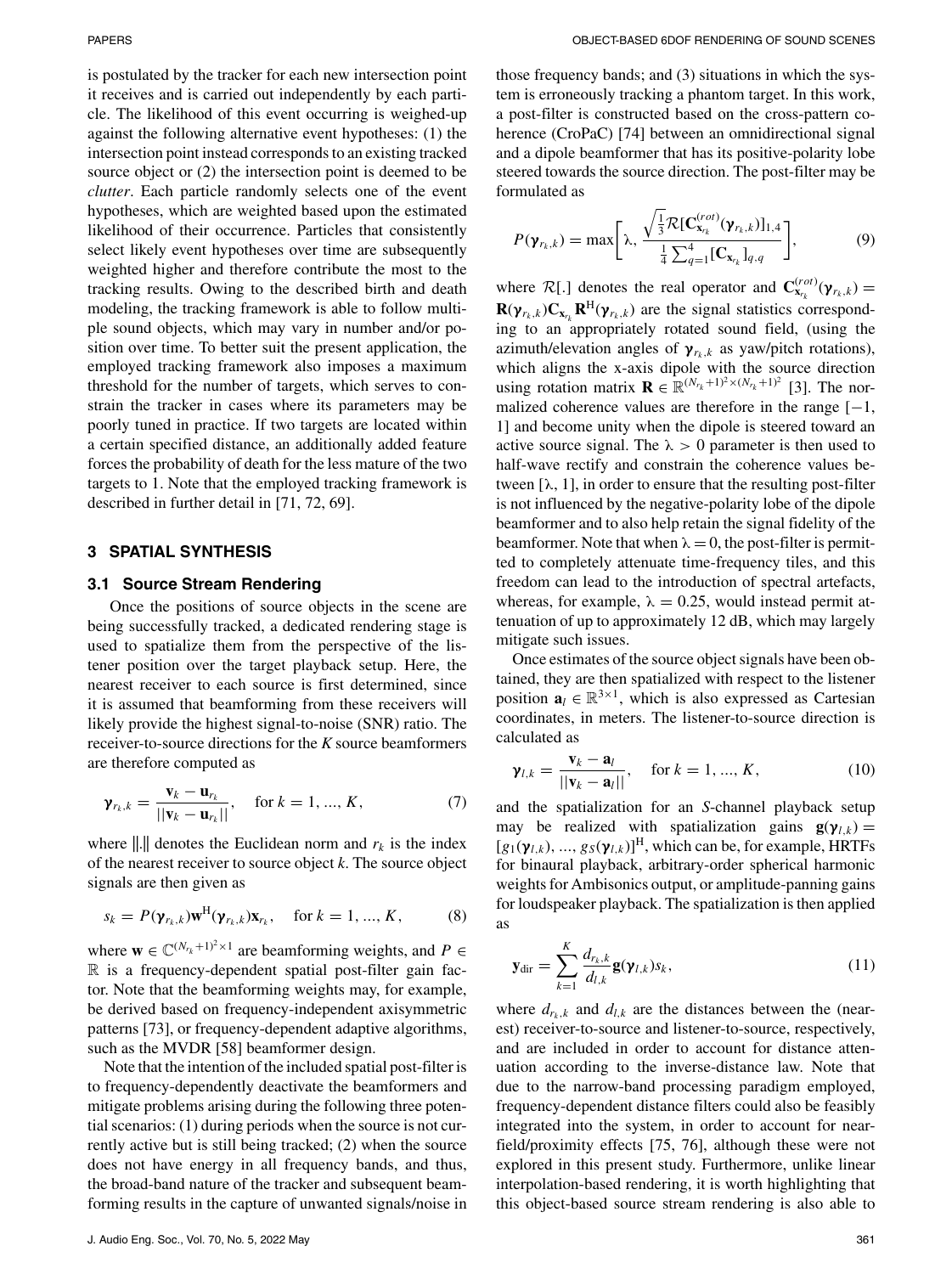is postulated by the tracker for each new intersection point it receives and is carried out independently by each particle. The likelihood of this event occurring is weighed-up against the following alternative event hypotheses: (1) the intersection point instead corresponds to an existing tracked source object or (2) the intersection point is deemed to be *clutter*. Each particle randomly selects one of the event hypotheses, which are weighted based upon the estimated likelihood of their occurrence. Particles that consistently select likely event hypotheses over time are subsequently weighted higher and therefore contribute the most to the tracking results. Owing to the described birth and death modeling, the tracking framework is able to follow multiple sound objects, which may vary in number and/or position over time. To better suit the present application, the employed tracking framework also imposes a maximum threshold for the number of targets, which serves to constrain the tracker in cases where its parameters may be poorly tuned in practice. If two targets are located within a certain specified distance, an additionally added feature forces the probability of death for the less mature of the two targets to 1. Note that the employed tracking framework is described in further detail in [71, 72, 69].

## 3 SPATIAL SYNTHESIS

### 3.1 Source Stream Rendering

Once the positions of source objects in the scene are being successfully tracked, a dedicated rendering stage is used to spatialize them from the perspective of the listener position over the target playback setup. Here, the nearest receiver to each source is first determined, since it is assumed that beamforming from these receivers will likely provide the highest signal-to-noise (SNR) ratio. The receiver-to-source directions for the $K$ source beamformers are therefore computed as

$$\boldsymbol{\gamma}_{r_k,k} = \frac{\mathbf{v}_k - \mathbf{u}_{r_k}}{||\mathbf{v}_k - \mathbf{u}_{r_k}||}, \quad \text{for } k = 1, ..., K, \tag{7}$$

where $\|.\|$ denotes the Euclidean norm and $r_k$ is the index of the nearest receiver to source object $k$. The source object signals are then given as

$$s_k = P(\boldsymbol{\gamma}_{r_k,k})\mathbf{w}^{\text{H}}(\boldsymbol{\gamma}_{r_k,k})\mathbf{x}_{r_k}, \quad \text{for } k = 1, ..., K, \tag{8}$$

where $\mathbf{w} \in \mathbb{C}^{(N_{r_k}+1)^2 \times 1}$ are beamforming weights, and $P \in \mathbb{R}$ is a frequency-dependent spatial post-filter gain factor. Note that the beamforming weights may, for example, be derived based on frequency-independent axisymmetric patterns [73], or frequency-dependent adaptive algorithms, such as the MVDR [58] beamformer design.

Note that the intention of the included spatial post-filter is to frequency-dependently deactivate the beamformers and mitigate problems arising during the following three potential scenarios: (1) during periods when the source is not currently active but is still being tracked; (2) when the source does not have energy in all frequency bands, and thus, the broad-band nature of the tracker and subsequent beamforming results in the capture of unwanted signals/noise in those frequency bands; and (3) situations in which the system is erroneously tracking a phantom target. In this work, a post-filter is constructed based on the cross-pattern coherence (CroPaC) [74] between an omnidirectional signal and a dipole beamformer that has its positive-polarity lobe steered towards the source direction. The post-filter may be formulated as

$$P(\boldsymbol{\gamma}_{r_k,k}) = \max\left[\lambda, \frac{\sqrt{\frac{1}{3}}\mathcal{R}[\mathbf{C}^{(rot)}_{\mathbf{x}_{r_k}}(\boldsymbol{\gamma}_{r_k,k})]_{1,4}}{\frac{1}{4}\sum_{q=1}^{4}[\mathbf{C}_{\mathbf{x}_{r_k}}]_{q,q}}\right], \tag{9}$$

where $\mathcal{R}[.]$ denotes the real operator and $\mathbf{C}^{(rot)}_{\mathbf{x}_{r_k}}(\boldsymbol{\gamma}_{r_k,k}) = \mathbf{R}(\boldsymbol{\gamma}_{r_k,k})\mathbf{C}_{\mathbf{x}_{r_k}}\mathbf{R}^{\text{H}}(\boldsymbol{\gamma}_{r_k,k})$ are the signal statistics corresponding to an appropriately rotated sound field, (using the azimuth/elevation angles of $\boldsymbol{\gamma}_{r_k,k}$ as yaw/pitch rotations), which aligns the x-axis dipole with the source direction using rotation matrix $\mathbf{R} \in \mathbb{R}^{(N_{r_k}+1)^2 \times (N_{r_k}+1)^2}$ [3]. The normalized coherence values are therefore in the range [−1, 1] and become unity when the dipole is steered toward an active source signal. The $\lambda > 0$ parameter is then used to half-wave rectify and constrain the coherence values between [$\lambda$, 1], in order to ensure that the resulting post-filter is not influenced by the negative-polarity lobe of the dipole beamformer and to also help retain the signal fidelity of the beamformer. Note that when $\lambda = 0$, the post-filter is permitted to completely attenuate time-frequency tiles, and this freedom can lead to the introduction of spectral artefacts, whereas, for example, $\lambda = 0.25$, would instead permit attenuation of up to approximately 12 dB, which may largely mitigate such issues.

Once estimates of the source object signals have been obtained, they are then spatialized with respect to the listener position $\mathbf{a}_l \in \mathbb{R}^{3\times 1}$, which is also expressed as Cartesian coordinates, in meters. The listener-to-source direction is calculated as

$$\boldsymbol{\gamma}_{l,k} = \frac{\mathbf{v}_k - \mathbf{a}_l}{||\mathbf{v}_k - \mathbf{a}_l||}, \quad \text{for } k = 1, ..., K, \tag{10}$$

and the spatialization for an $S$-channel playback setup may be realized with spatialization gains $\mathbf{g}(\boldsymbol{\gamma}_{l,k}) = [g_1(\boldsymbol{\gamma}_{l,k}), ..., g_S(\boldsymbol{\gamma}_{l,k})]^{\text{H}}$, which can be, for example, HRTFs for binaural playback, arbitrary-order spherical harmonic weights for Ambisonics output, or amplitude-panning gains for loudspeaker playback. The spatialization is then applied as

$$\mathbf{y}_{\text{dir}} = \sum_{k=1}^{K} \frac{d_{r_k,k}}{d_{l,k}} \mathbf{g}(\boldsymbol{\gamma}_{l,k}) s_k, \tag{11}$$

where $d_{r_k,k}$ and $d_{l,k}$ are the distances between the (nearest) receiver-to-source and listener-to-source, respectively, and are included in order to account for distance attenuation according to the inverse-distance law. Note that due to the narrow-band processing paradigm employed, frequency-dependent distance filters could also be feasibly integrated into the system, in order to account for near-field/proximity effects [75, 76], although these were not explored in this present study. Furthermore, unlike linear interpolation-based rendering, it is worth highlighting that this object-based source stream rendering is also able to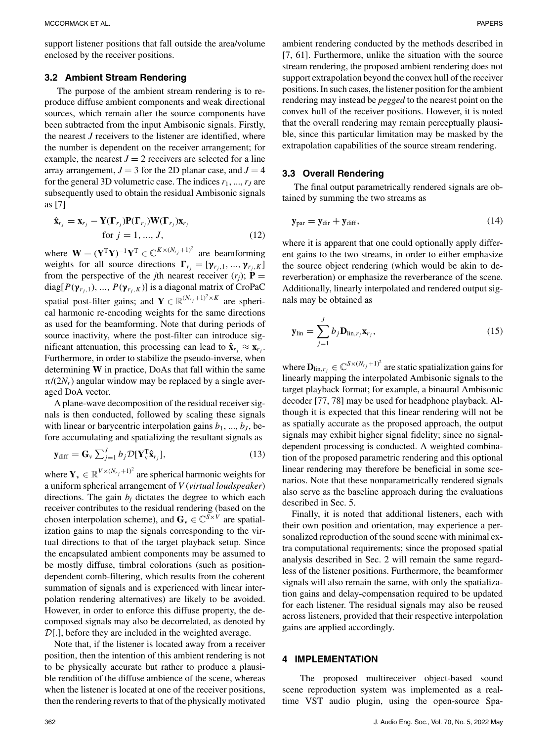support listener positions that fall outside the area/volume enclosed by the receiver positions.

### 3.2 Ambient Stream Rendering

The purpose of the ambient stream rendering is to reproduce diffuse ambient components and weak directional sources, which remain after the source components have been subtracted from the input Ambisonic signals. Firstly, the nearest $J$ receivers to the listener are identified, where the number is dependent on the receiver arrangement; for example, the nearest $J = 2$ receivers are selected for a line array arrangement, $J = 3$ for the 2D planar case, and $J = 4$ for the general 3D volumetric case. The indices $r_1, ..., r_J$ are subsequently used to obtain the residual Ambisonic signals as [7]

$$\hat{\mathbf{x}}_{r_j} = \mathbf{x}_{r_j} - \mathbf{Y}(\mathbf{\Gamma}_{r_j})\mathbf{P}(\mathbf{\Gamma}_{r_j})\mathbf{W}(\mathbf{\Gamma}_{r_j})\mathbf{x}_{r_j} \quad \text{for } j = 1, ..., J, \tag{12}$$

where $\mathbf{W} = (\mathbf{Y}^{\mathrm{T}}\mathbf{Y})^{-1}\mathbf{Y}^{\mathrm{T}} \in \mathbb{C}^{K \times (N_{r_j}+1)^2}$ are beamforming weights for all source directions $\mathbf{\Gamma}_{r_j} = [\boldsymbol{\gamma}_{r_j,1}, ..., \boldsymbol{\gamma}_{r_j,K}]$ from the perspective of the $j$th nearest receiver ($r_j$); $\mathbf{P} = \mathrm{diag}[P(\boldsymbol{\gamma}_{r_j,1}), ..., P(\boldsymbol{\gamma}_{r_j,K})]$ is a diagonal matrix of CroPaC spatial post-filter gains; and $\mathbf{Y} \in \mathbb{R}^{(N_{r_j}+1)^2 \times K}$ are spherical harmonic re-encoding weights for the same directions as used for the beamforming. Note that during periods of source inactivity, where the post-filter can introduce significant attenuation, this processing can lead to $\hat{\mathbf{x}}_{r_j} \approx \mathbf{x}_{r_j}$. Furthermore, in order to stabilize the pseudo-inverse, when determining $\mathbf{W}$ in practice, DoAs that fall within the same $\pi/(2N_r)$ angular window may be replaced by a single averaged DoA vector.

A plane-wave decomposition of the residual receiver signals is then conducted, followed by scaling these signals with linear or barycentric interpolation gains $b_1, ..., b_J$, before accumulating and spatializing the resultant signals as

$$\mathbf{y}_{\mathrm{diff}} = \mathbf{G}_{\mathrm{v}} \sum_{j=1}^{J} b_j \mathcal{D}[\mathbf{Y}_{\mathrm{v}}^{\mathrm{T}}\hat{\mathbf{x}}_{r_j}], \tag{13}$$

where $\mathbf{Y}_{\mathrm{v}} \in \mathbb{R}^{V \times (N_{r_j}+1)^2}$ are spherical harmonic weights for a uniform spherical arrangement of $V$ (*virtual loudspeaker*) directions. The gain $b_j$ dictates the degree to which each receiver contributes to the residual rendering (based on the chosen interpolation scheme), and $\mathbf{G}_{\mathrm{v}} \in \mathbb{C}^{S \times V}$ are spatialization gains to map the signals corresponding to the virtual directions to that of the target playback setup. Since the encapsulated ambient components may be assumed to be mostly diffuse, timbral colorations (such as position-dependent comb-filtering, which results from the coherent summation of signals and is experienced with linear interpolation rendering alternatives) are likely to be avoided. However, in order to enforce this diffuse property, the decomposed signals may also be decorrelated, as denoted by $\mathcal{D}[.]$, before they are included in the weighted average.

Note that, if the listener is located away from a receiver position, then the intention of this ambient rendering is not to be physically accurate but rather to produce a plausible rendition of the diffuse ambience of the scene, whereas when the listener is located at one of the receiver positions, then the rendering reverts to that of the physically motivated ambient rendering conducted by the methods described in [7, 61]. Furthermore, unlike the situation with the source stream rendering, the proposed ambient rendering does not support extrapolation beyond the convex hull of the receiver positions. In such cases, the listener position for the ambient rendering may instead be *pegged* to the nearest point on the convex hull of the receiver positions. However, it is noted that the overall rendering may remain perceptually plausible, since this particular limitation may be masked by the extrapolation capabilities of the source stream rendering.

### 3.3 Overall Rendering

The final output parametrically rendered signals are obtained by summing the two streams as

$$\mathbf{y}_{\mathrm{par}} = \mathbf{y}_{\mathrm{dir}} + \mathbf{y}_{\mathrm{diff}}, \tag{14}$$

where it is apparent that one could optionally apply different gains to the two streams, in order to either emphasize the source object rendering (which would be akin to dereverberation) or emphasize the reverberance of the scene. Additionally, linearly interpolated and rendered output signals may be obtained as

$$\mathbf{y}_{\mathrm{lin}} = \sum_{j=1}^{J} b_j \mathbf{D}_{\mathrm{lin},r_j}\mathbf{x}_{r_j}, \tag{15}$$

where $\mathbf{D}_{\mathrm{lin},r_j} \in \mathbb{C}^{S \times (N_{r_j}+1)^2}$ are static spatialization gains for linearly mapping the interpolated Ambisonic signals to the target playback format; for example, a binaural Ambisonic decoder [77, 78] may be used for headphone playback. Although it is expected that this linear rendering will not be as spatially accurate as the proposed approach, the output signals may exhibit higher signal fidelity; since no signal-dependent processing is conducted. A weighted combination of the proposed parametric rendering and this optional linear rendering may therefore be beneficial in some scenarios. Note that these nonparametrically rendered signals also serve as the baseline approach during the evaluations described in Sec. 5.

Finally, it is noted that additional listeners, each with their own position and orientation, may experience a personalized reproduction of the sound scene with minimal extra computational requirements; since the proposed spatial analysis described in Sec. 2 will remain the same regardless of the listener positions. Furthermore, the beamformer signals will also remain the same, with only the spatialization gains and delay-compensation required to be updated for each listener. The residual signals may also be reused across listeners, provided that their respective interpolation gains are applied accordingly.

## 4 IMPLEMENTATION

The proposed multireceiver object-based sound scene reproduction system was implemented as a real-time VST audio plugin, using the open-source Spa-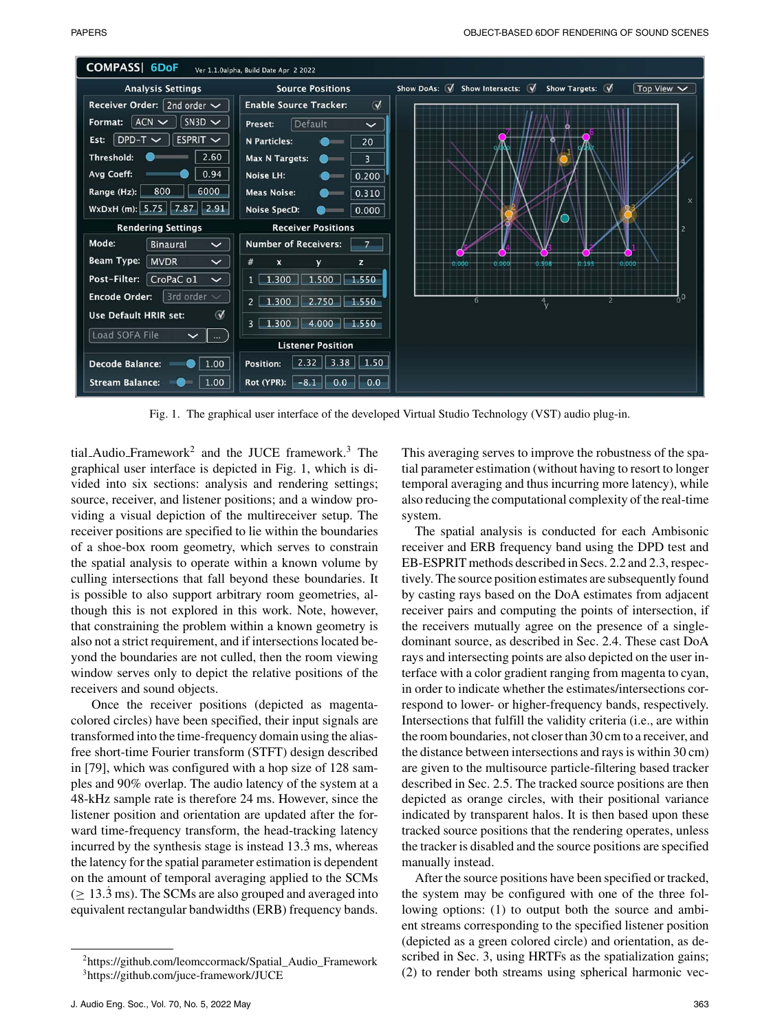Fig. 1. The graphical user interface of the developed Virtual Studio Technology (VST) audio plug-in.

tial_Audio_Framework[2] and the JUCE framework.[3] The graphical user interface is depicted in Fig. 1, which is divided into six sections: analysis and rendering settings; source, receiver, and listener positions; and a window providing a visual depiction of the multireceiver setup. The receiver positions are specified to lie within the boundaries of a shoe-box room geometry, which serves to constrain the spatial analysis to operate within a known volume by culling intersections that fall beyond these boundaries. It is possible to also support arbitrary room geometries, although this is not explored in this work. Note, however, that constraining the problem within a known geometry is also not a strict requirement, and if intersections located beyond the boundaries are not culled, then the room viewing window serves only to depict the relative positions of the receivers and sound objects.

Once the receiver positions (depicted as magenta-colored circles) have been specified, their input signals are transformed into the time-frequency domain using the alias-free short-time Fourier transform (STFT) design described in [79], which was configured with a hop size of 128 samples and 90% overlap. The audio latency of the system at a 48-kHz sample rate is therefore 24 ms. However, since the listener position and orientation are updated after the forward time-frequency transform, the head-tracking latency incurred by the synthesis stage is instead 13.$\dot{3}$ ms, whereas the latency for the spatial parameter estimation is dependent on the amount of temporal averaging applied to the SCMs ($\geq$ 13.$\dot{3}$ ms). The SCMs are also grouped and averaged into equivalent rectangular bandwidths (ERB) frequency bands. This averaging serves to improve the robustness of the spatial parameter estimation (without having to resort to longer temporal averaging and thus incurring more latency), while also reducing the computational complexity of the real-time system.

The spatial analysis is conducted for each Ambisonic receiver and ERB frequency band using the DPD test and EB-ESPRIT methods described in Secs. 2.2 and 2.3, respectively. The source position estimates are subsequently found by casting rays based on the DoA estimates from adjacent receiver pairs and computing the points of intersection, if the receivers mutually agree on the presence of a single-dominant source, as described in Sec. 2.4. These cast DoA rays and intersecting points are also depicted on the user interface with a color gradient ranging from magenta to cyan, in order to indicate whether the estimates/intersections correspond to lower- or higher-frequency bands, respectively. Intersections that fulfill the validity criteria (i.e., are within the room boundaries, not closer than 30 cm to a receiver, and the distance between intersections and rays is within 30 cm) are given to the multisource particle-filtering based tracker described in Sec. 2.5. The tracked source positions are then depicted as orange circles, with their positional variance indicated by transparent halos. It is then based upon these tracked source positions that the rendering operates, unless the tracker is disabled and the source positions are specified manually instead.

After the source positions have been specified or tracked, the system may be configured with one of the three following options: (1) to output both the source and ambient streams corresponding to the specified listener position (depicted as a green colored circle) and orientation, as described in Sec. 3, using HRTFs as the spatialization gains; (2) to render both streams using spherical harmonic vec-

[2] https://github.com/leomccormack/Spatial_Audio_Framework

[3] https://github.com/juce-framework/JUCE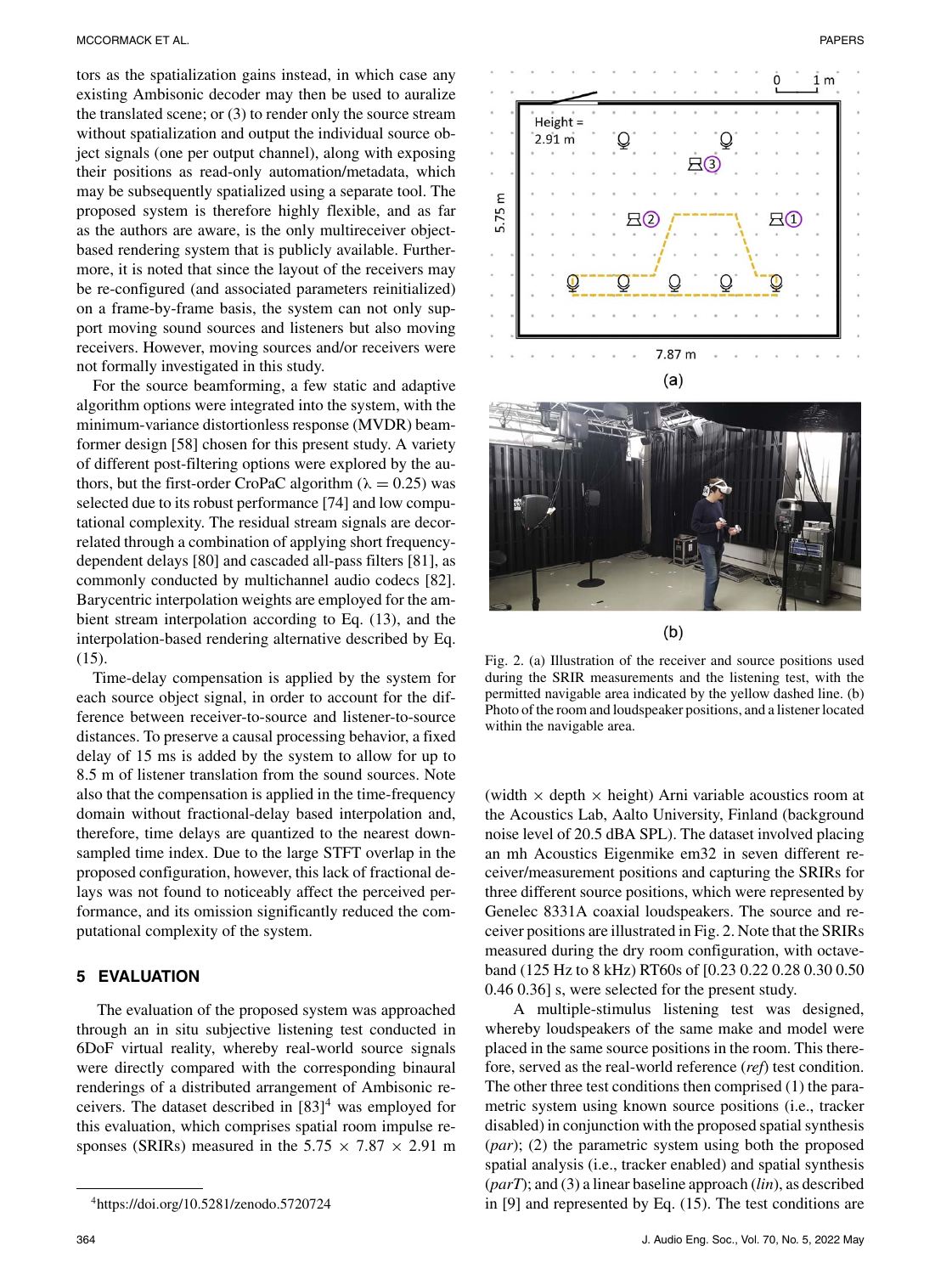tors as the spatialization gains instead, in which case any existing Ambisonic decoder may then be used to auralize the translated scene; or (3) to render only the source stream without spatialization and output the individual source object signals (one per output channel), along with exposing their positions as read-only automation/metadata, which may be subsequently spatialized using a separate tool. The proposed system is therefore highly flexible, and as far as the authors are aware, is the only multireceiver object-based rendering system that is publicly available. Furthermore, it is noted that since the layout of the receivers may be re-configured (and associated parameters reinitialized) on a frame-by-frame basis, the system can not only support moving sound sources and listeners but also moving receivers. However, moving sources and/or receivers were not formally investigated in this study.

For the source beamforming, a few static and adaptive algorithm options were integrated into the system, with the minimum-variance distortionless response (MVDR) beamformer design [58] chosen for this present study. A variety of different post-filtering options were explored by the authors, but the first-order CroPaC algorithm ($\lambda = 0.25$) was selected due to its robust performance [74] and low computational complexity. The residual stream signals are decorrelated through a combination of applying short frequency-dependent delays [80] and cascaded all-pass filters [81], as commonly conducted by multichannel audio codecs [82]. Barycentric interpolation weights are employed for the ambient stream interpolation according to Eq. (13), and the interpolation-based rendering alternative described by Eq. (15).

Time-delay compensation is applied by the system for each source object signal, in order to account for the difference between receiver-to-source and listener-to-source distances. To preserve a causal processing behavior, a fixed delay of 15 ms is added by the system to allow for up to 8.5 m of listener translation from the sound sources. Note also that the compensation is applied in the time-frequency domain without fractional-delay based interpolation and, therefore, time delays are quantized to the nearest down-sampled time index. Due to the large STFT overlap in the proposed configuration, however, this lack of fractional delays was not found to noticeably affect the perceived performance, and its omission significantly reduced the computational complexity of the system.

## 5 EVALUATION

The evaluation of the proposed system was approached through an in situ subjective listening test conducted in 6DoF virtual reality, whereby real-world source signals were directly compared with the corresponding binaural renderings of a distributed arrangement of Ambisonic receivers. The dataset described in [83][4] was employed for this evaluation, which comprises spatial room impulse responses (SRIRs) measured in the 5.75 × 7.87 × 2.91 m (width × depth × height) Arni variable acoustics room at the Acoustics Lab, Aalto University, Finland (background noise level of 20.5 dBA SPL). The dataset involved placing an mh Acoustics Eigenmike em32 in seven different receiver/measurement positions and capturing the SRIRs for three different source positions, which were represented by Genelec 8331A coaxial loudspeakers. The source and receiver positions are illustrated in Fig. 2. Note that the SRIRs measured during the dry room configuration, with octave-band (125 Hz to 8 kHz) RT60s of [0.23 0.22 0.28 0.30 0.50 0.46 0.36] s, were selected for the present study.

[4] https://doi.org/10.5281/zenodo.5720724

Fig. 2. (a) Illustration of the receiver and source positions used during the SRIR measurements and the listening test, with the permitted navigable area indicated by the yellow dashed line. (b) Photo of the room and loudspeaker positions, and a listener located within the navigable area.

A multiple-stimulus listening test was designed, whereby loudspeakers of the same make and model were placed in the same source positions in the room. This therefore, served as the real-world reference (*ref*) test condition. The other three test conditions then comprised (1) the parametric system using known source positions (i.e., tracker disabled) in conjunction with the proposed spatial synthesis (*par*); (2) the parametric system using both the proposed spatial analysis (i.e., tracker enabled) and spatial synthesis (*parT*); and (3) a linear baseline approach (*lin*), as described in [9] and represented by Eq. (15). The test conditions are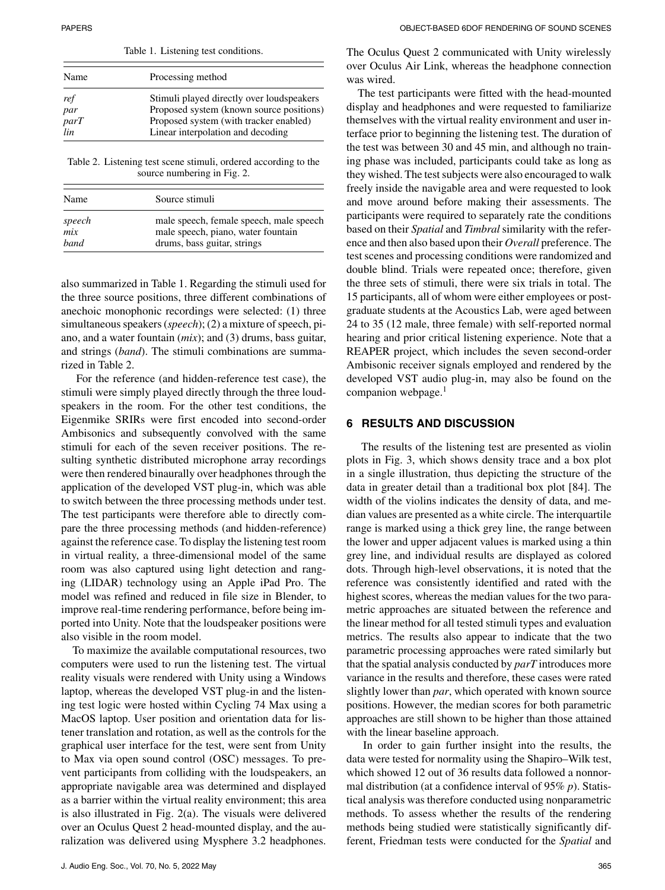Table 1. Listening test conditions.

| Name | Processing method |
|---|---|
| *ref* | Stimuli played directly over loudspeakers |
| *par* | Proposed system (known source positions) |
| *parT* | Proposed system (with tracker enabled) |
| *lin* | Linear interpolation and decoding |

Table 2. Listening test scene stimuli, ordered according to the source numbering in Fig. 2.

| Name | Source stimuli |
|---|---|
| *speech* | male speech, female speech, male speech |
| *mix* | male speech, piano, water fountain |
| *band* | drums, bass guitar, strings |

also summarized in Table 1. Regarding the stimuli used for the three source positions, three different combinations of anechoic monophonic recordings were selected: (1) three simultaneous speakers (*speech*); (2) a mixture of speech, piano, and a water fountain (*mix*); and (3) drums, bass guitar, and strings (*band*). The stimuli combinations are summarized in Table 2.

For the reference (and hidden-reference test case), the stimuli were simply played directly through the three loudspeakers in the room. For the other test conditions, the Eigenmike SRIRs were first encoded into second-order Ambisonics and subsequently convolved with the same stimuli for each of the seven receiver positions. The resulting synthetic distributed microphone array recordings were then rendered binaurally over headphones through the application of the developed VST plug-in, which was able to switch between the three processing methods under test. The test participants were therefore able to directly compare the three processing methods (and hidden-reference) against the reference case. To display the listening test room in virtual reality, a three-dimensional model of the same room was also captured using light detection and ranging (LIDAR) technology using an Apple iPad Pro. The model was refined and reduced in file size in Blender, to improve real-time rendering performance, before being imported into Unity. Note that the loudspeaker positions were also visible in the room model.

To maximize the available computational resources, two computers were used to run the listening test. The virtual reality visuals were rendered with Unity using a Windows laptop, whereas the developed VST plug-in and the listening test logic were hosted within Cycling 74 Max using a MacOS laptop. User position and orientation data for listener translation and rotation, as well as the controls for the graphical user interface for the test, were sent from Unity to Max via open sound control (OSC) messages. To prevent participants from colliding with the loudspeakers, an appropriate navigable area was determined and displayed as a barrier within the virtual reality environment; this area is also illustrated in Fig. 2(a). The visuals were delivered over an Oculus Quest 2 head-mounted display, and the auralization was delivered using Mysphere 3.2 headphones. The Oculus Quest 2 communicated with Unity wirelessly over Oculus Air Link, whereas the headphone connection was wired.

The test participants were fitted with the head-mounted display and headphones and were requested to familiarize themselves with the virtual reality environment and user interface prior to beginning the listening test. The duration of the test was between 30 and 45 min, and although no training phase was included, participants could take as long as they wished. The test subjects were also encouraged to walk freely inside the navigable area and were requested to look and move around before making their assessments. The participants were required to separately rate the conditions based on their *Spatial* and *Timbral* similarity with the reference and then also based upon their *Overall* preference. The test scenes and processing conditions were randomized and double blind. Trials were repeated once; therefore, given the three sets of stimuli, there were six trials in total. The 15 participants, all of whom were either employees or postgraduate students at the Acoustics Lab, were aged between 24 to 35 (12 male, three female) with self-reported normal hearing and prior critical listening experience. Note that a REAPER project, which includes the seven second-order Ambisonic receiver signals employed and rendered by the developed VST audio plug-in, may also be found on the companion webpage.[1]

## 6 RESULTS AND DISCUSSION

The results of the listening test are presented as violin plots in Fig. 3, which shows density trace and a box plot in a single illustration, thus depicting the structure of the data in greater detail than a traditional box plot [84]. The width of the violins indicates the density of data, and median values are presented as a white circle. The interquartile range is marked using a thick grey line, the range between the lower and upper adjacent values is marked using a thin grey line, and individual results are displayed as colored dots. Through high-level observations, it is noted that the reference was consistently identified and rated with the highest scores, whereas the median values for the two parametric approaches are situated between the reference and the linear method for all tested stimuli types and evaluation metrics. The results also appear to indicate that the two parametric processing approaches were rated similarly but that the spatial analysis conducted by *parT* introduces more variance in the results and therefore, these cases were rated slightly lower than *par*, which operated with known source positions. However, the median scores for both parametric approaches are still shown to be higher than those attained with the linear baseline approach.

In order to gain further insight into the results, the data were tested for normality using the Shapiro–Wilk test, which showed 12 out of 36 results data followed a nonnormal distribution (at a confidence interval of 95% *p*). Statistical analysis was therefore conducted using nonparametric methods. To assess whether the results of the rendering methods being studied were statistically significantly different, Friedman tests were conducted for the *Spatial* and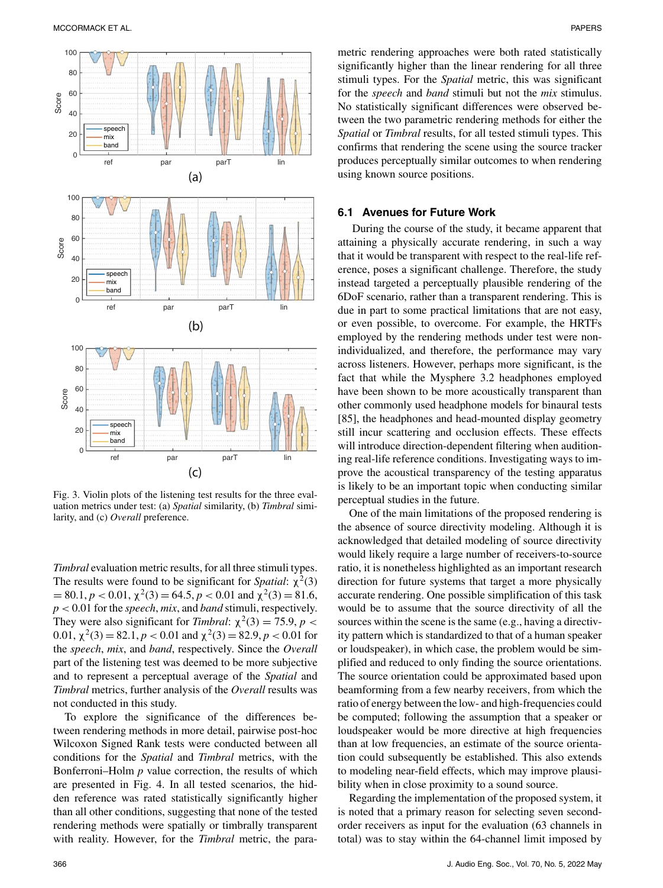Fig. 3. Violin plots of the listening test results for the three evaluation metrics under test: (a) *Spatial* similarity, (b) *Timbral* similarity, and (c) *Overall* preference.

*Timbral* evaluation metric results, for all three stimuli types. The results were found to be significant for *Spatial*: $\chi^2(3) = 80.1, p < 0.01$, $\chi^2(3) = 64.5, p < 0.01$ and $\chi^2(3) = 81.6$, $p < 0.01$ for the *speech*, *mix*, and *band* stimuli, respectively. They were also significant for *Timbral*: $\chi^2(3) = 75.9$, $p < 0.01$, $\chi^2(3) = 82.1, p < 0.01$ and $\chi^2(3) = 82.9, p < 0.01$ for the *speech*, *mix*, and *band*, respectively. Since the *Overall* part of the listening test was deemed to be more subjective and to represent a perceptual average of the *Spatial* and *Timbral* metrics, further analysis of the *Overall* results was not conducted in this study.

To explore the significance of the differences between rendering methods in more detail, pairwise post-hoc Wilcoxon Signed Rank tests were conducted between all conditions for the *Spatial* and *Timbral* metrics, with the Bonferroni–Holm $p$ value correction, the results of which are presented in Fig. 4. In all tested scenarios, the hidden reference was rated statistically significantly higher than all other conditions, suggesting that none of the tested rendering methods were spatially or timbrally transparent with reality. However, for the *Timbral* metric, the parametric rendering approaches were both rated statistically significantly higher than the linear rendering for all three stimuli types. For the *Spatial* metric, this was significant for the *speech* and *band* stimuli but not the *mix* stimulus. No statistically significant differences were observed between the two parametric rendering methods for either the *Spatial* or *Timbral* results, for all tested stimuli types. This confirms that rendering the scene using the source tracker produces perceptually similar outcomes to when rendering using known source positions.

### 6.1 Avenues for Future Work

During the course of the study, it became apparent that attaining a physically accurate rendering, in such a way that it would be transparent with respect to the real-life reference, poses a significant challenge. Therefore, the study instead targeted a perceptually plausible rendering of the 6DoF scenario, rather than a transparent rendering. This is due in part to some practical limitations that are not easy, or even possible, to overcome. For example, the HRTFs employed by the rendering methods under test were non-individualized, and therefore, the performance may vary across listeners. However, perhaps more significant, is the fact that while the Mysphere 3.2 headphones employed have been shown to be more acoustically transparent than other commonly used headphone models for binaural tests [85], the headphones and head-mounted display geometry still incur scattering and occlusion effects. These effects will introduce direction-dependent filtering when auditioning real-life reference conditions. Investigating ways to improve the acoustical transparency of the testing apparatus is likely to be an important topic when conducting similar perceptual studies in the future.

One of the main limitations of the proposed rendering is the absence of source directivity modeling. Although it is acknowledged that detailed modeling of source directivity would likely require a large number of receivers-to-source ratio, it is nonetheless highlighted as an important research direction for future systems that target a more physically accurate rendering. One possible simplification of this task would be to assume that the source directivity of all the sources within the scene is the same (e.g., having a directivity pattern which is standardized to that of a human speaker or loudspeaker), in which case, the problem would be simplified and reduced to only finding the source orientations. The source orientation could be approximated based upon beamforming from a few nearby receivers, from which the ratio of energy between the low- and high-frequencies could be computed; following the assumption that a speaker or loudspeaker would be more directive at high frequencies than at low frequencies, an estimate of the source orientation could subsequently be established. This also extends to modeling near-field effects, which may improve plausibility when in close proximity to a sound source.

Regarding the implementation of the proposed system, it is noted that a primary reason for selecting seven second-order receivers as input for the evaluation (63 channels in total) was to stay within the 64-channel limit imposed by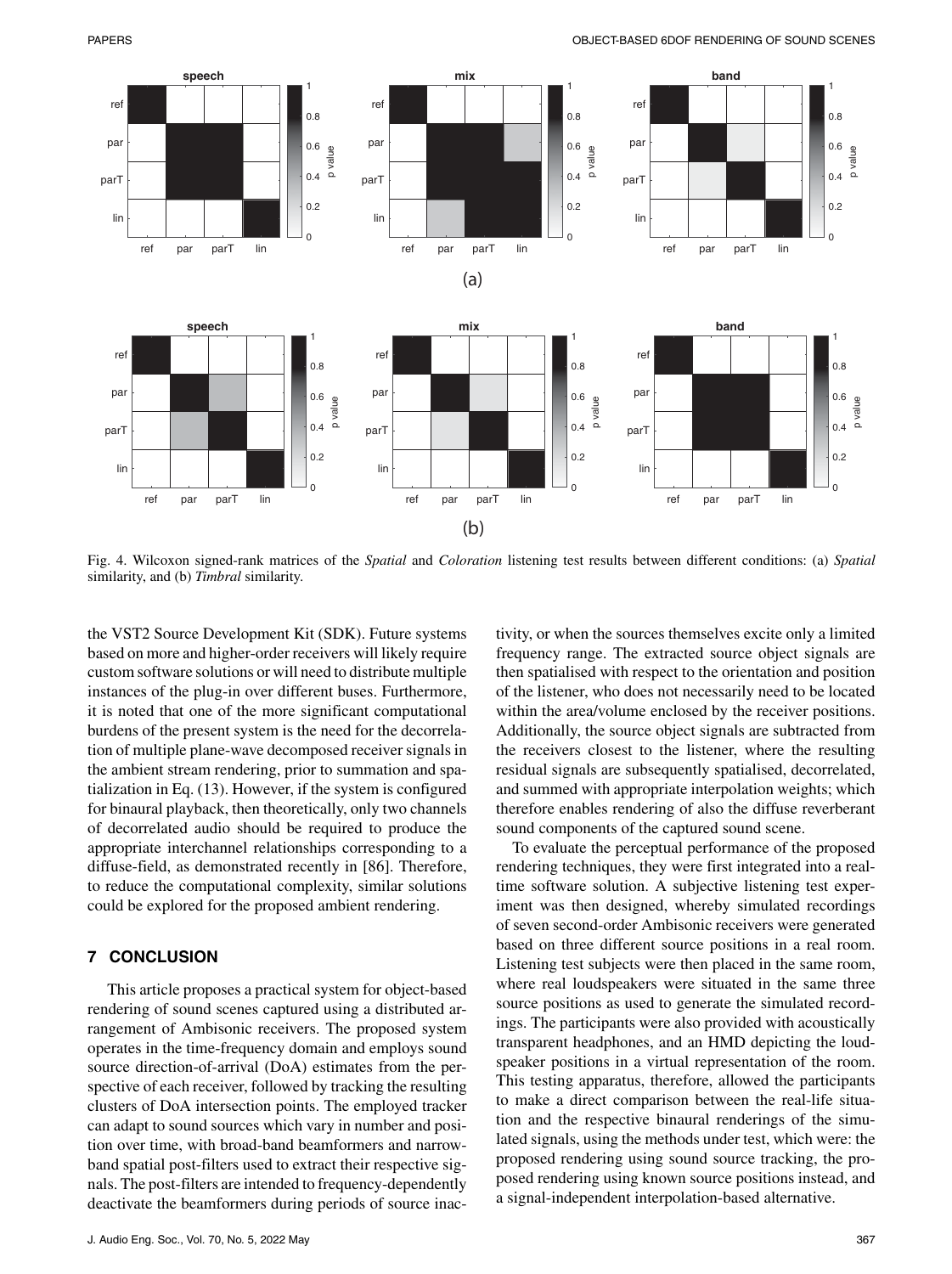Fig. 4. Wilcoxon signed-rank matrices of the *Spatial* and *Coloration* listening test results between different conditions: (a) *Spatial* similarity, and (b) *Timbral* similarity.

the VST2 Source Development Kit (SDK). Future systems based on more and higher-order receivers will likely require custom software solutions or will need to distribute multiple instances of the plug-in over different buses. Furthermore, it is noted that one of the more significant computational burdens of the present system is the need for the decorrelation of multiple plane-wave decomposed receiver signals in the ambient stream rendering, prior to summation and spatialization in Eq. (13). However, if the system is configured for binaural playback, then theoretically, only two channels of decorrelated audio should be required to produce the appropriate interchannel relationships corresponding to a diffuse-field, as demonstrated recently in [86]. Therefore, to reduce the computational complexity, similar solutions could be explored for the proposed ambient rendering.

## 7 CONCLUSION

This article proposes a practical system for object-based rendering of sound scenes captured using a distributed arrangement of Ambisonic receivers. The proposed system operates in the time-frequency domain and employs sound source direction-of-arrival (DoA) estimates from the perspective of each receiver, followed by tracking the resulting clusters of DoA intersection points. The employed tracker can adapt to sound sources which vary in number and position over time, with broad-band beamformers and narrow-band spatial post-filters used to extract their respective signals. The post-filters are intended to frequency-dependently deactivate the beamformers during periods of source inactivity, or when the sources themselves excite only a limited frequency range. The extracted source object signals are then spatialised with respect to the orientation and position of the listener, who does not necessarily need to be located within the area/volume enclosed by the receiver positions. Additionally, the source object signals are subtracted from the receivers closest to the listener, where the resulting residual signals are subsequently spatialised, decorrelated, and summed with appropriate interpolation weights; which therefore enables rendering of also the diffuse reverberant sound components of the captured sound scene.

To evaluate the perceptual performance of the proposed rendering techniques, they were first integrated into a real-time software solution. A subjective listening test experiment was then designed, whereby simulated recordings of seven second-order Ambisonic receivers were generated based on three different source positions in a real room. Listening test subjects were then placed in the same room, where real loudspeakers were situated in the same three source positions as used to generate the simulated recordings. The participants were also provided with acoustically transparent headphones, and an HMD depicting the loudspeaker positions in a virtual representation of the room. This testing apparatus, therefore, allowed the participants to make a direct comparison between the real-life situation and the respective binaural renderings of the simulated signals, using the methods under test, which were: the proposed rendering using sound source tracking, the proposed rendering using known source positions instead, and a signal-independent interpolation-based alternative.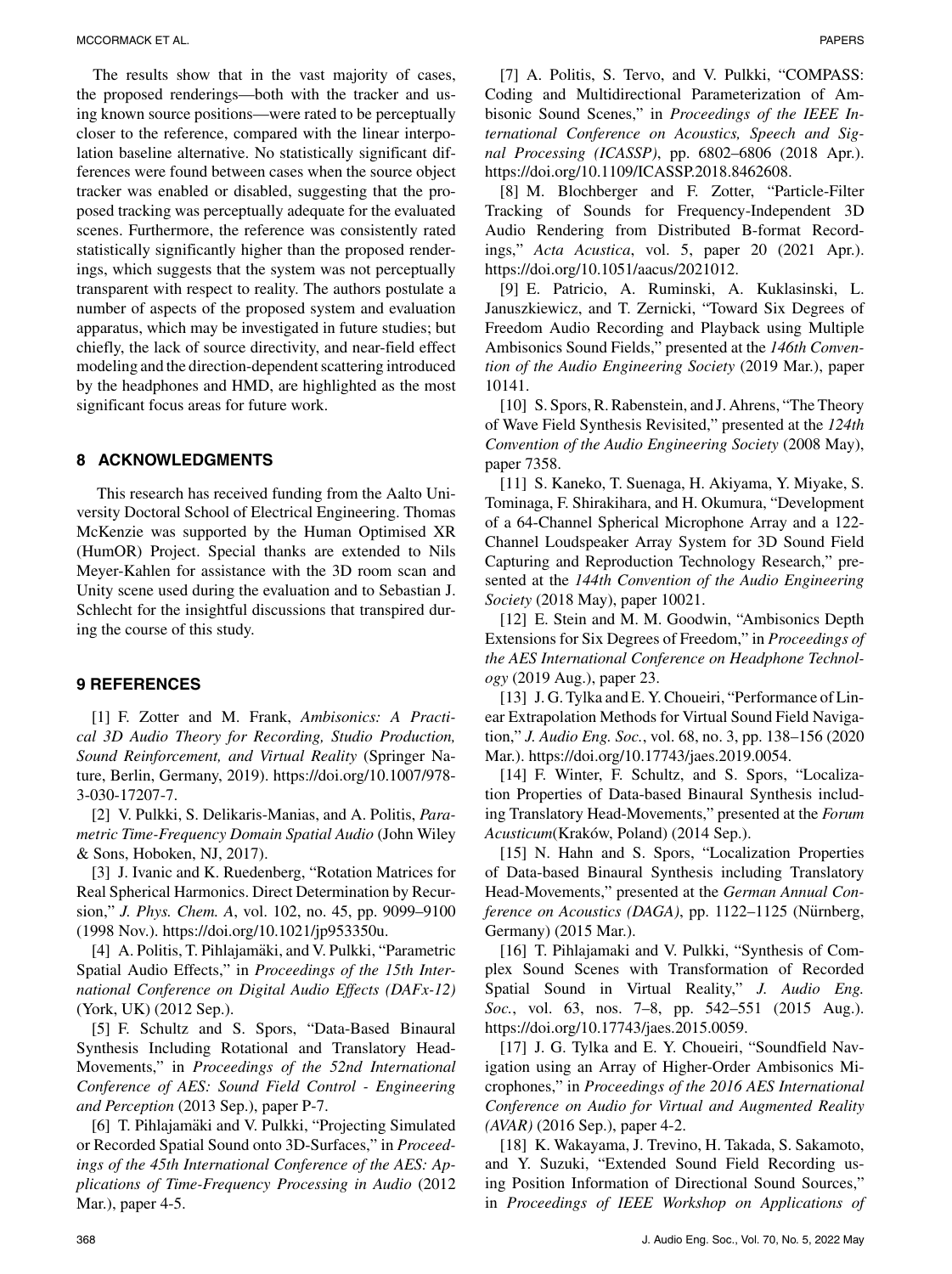The results show that in the vast majority of cases, the proposed renderings—both with the tracker and using known source positions—were rated to be perceptually closer to the reference, compared with the linear interpolation baseline alternative. No statistically significant differences were found between cases when the source object tracker was enabled or disabled, suggesting that the proposed tracking was perceptually adequate for the evaluated scenes. Furthermore, the reference was consistently rated statistically significantly higher than the proposed renderings, which suggests that the system was not perceptually transparent with respect to reality. The authors postulate a number of aspects of the proposed system and evaluation apparatus, which may be investigated in future studies; but chiefly, the lack of source directivity, and near-field effect modeling and the direction-dependent scattering introduced by the headphones and HMD, are highlighted as the most significant focus areas for future work.

## 8 ACKNOWLEDGMENTS

This research has received funding from the Aalto University Doctoral School of Electrical Engineering. Thomas McKenzie was supported by the Human Optimised XR (HumOR) Project. Special thanks are extended to Nils Meyer-Kahlen for assistance with the 3D room scan and Unity scene used during the evaluation and to Sebastian J. Schlecht for the insightful discussions that transpired during the course of this study.

## 9 REFERENCES

[1] F. Zotter and M. Frank, *Ambisonics: A Practical 3D Audio Theory for Recording, Studio Production, Sound Reinforcement, and Virtual Reality* (Springer Nature, Berlin, Germany, 2019). https://doi.org/10.1007/978-3-030-17207-7.

[2] V. Pulkki, S. Delikaris-Manias, and A. Politis, *Parametric Time-Frequency Domain Spatial Audio* (John Wiley & Sons, Hoboken, NJ, 2017).

[3] J. Ivanic and K. Ruedenberg, "Rotation Matrices for Real Spherical Harmonics. Direct Determination by Recursion," *J. Phys. Chem. A*, vol. 102, no. 45, pp. 9099–9100 (1998 Nov.). https://doi.org/10.1021/jp953350u.

[4] A. Politis, T. Pihlajamäki, and V. Pulkki, "Parametric Spatial Audio Effects," in *Proceedings of the 15th International Conference on Digital Audio Effects (DAFx-12)* (York, UK) (2012 Sep.).

[5] F. Schultz and S. Spors, "Data-Based Binaural Synthesis Including Rotational and Translatory Head-Movements," in *Proceedings of the 52nd International Conference of AES: Sound Field Control - Engineering and Perception* (2013 Sep.), paper P-7.

[6] T. Pihlajamäki and V. Pulkki, "Projecting Simulated or Recorded Spatial Sound onto 3D-Surfaces," in *Proceedings of the 45th International Conference of the AES: Applications of Time-Frequency Processing in Audio* (2012 Mar.), paper 4-5.

[7] A. Politis, S. Tervo, and V. Pulkki, "COMPASS: Coding and Multidirectional Parameterization of Ambisonic Sound Scenes," in *Proceedings of the IEEE International Conference on Acoustics, Speech and Signal Processing (ICASSP)*, pp. 6802–6806 (2018 Apr.). https://doi.org/10.1109/ICASSP.2018.8462608.

[8] M. Blochberger and F. Zotter, "Particle-Filter Tracking of Sounds for Frequency-Independent 3D Audio Rendering from Distributed B-format Recordings," *Acta Acustica*, vol. 5, paper 20 (2021 Apr.). https://doi.org/10.1051/aacus/2021012.

[9] E. Patricio, A. Ruminski, A. Kuklasinski, L. Januszkiewicz, and T. Zernicki, "Toward Six Degrees of Freedom Audio Recording and Playback using Multiple Ambisonics Sound Fields," presented at the *146th Convention of the Audio Engineering Society* (2019 Mar.), paper 10141.

[10] S. Spors, R. Rabenstein, and J. Ahrens, "The Theory of Wave Field Synthesis Revisited," presented at the *124th Convention of the Audio Engineering Society* (2008 May), paper 7358.

[11] S. Kaneko, T. Suenaga, H. Akiyama, Y. Miyake, S. Tominaga, F. Shirakihara, and H. Okumura, "Development of a 64-Channel Spherical Microphone Array and a 122-Channel Loudspeaker Array System for 3D Sound Field Capturing and Reproduction Technology Research," presented at the *144th Convention of the Audio Engineering Society* (2018 May), paper 10021.

[12] E. Stein and M. M. Goodwin, "Ambisonics Depth Extensions for Six Degrees of Freedom," in *Proceedings of the AES International Conference on Headphone Technology* (2019 Aug.), paper 23.

[13] J. G. Tylka and E. Y. Choueiri, "Performance of Linear Extrapolation Methods for Virtual Sound Field Navigation," *J. Audio Eng. Soc.*, vol. 68, no. 3, pp. 138–156 (2020 Mar.). https://doi.org/10.17743/jaes.2019.0054.

[14] F. Winter, F. Schultz, and S. Spors, "Localization Properties of Data-based Binaural Synthesis including Translatory Head-Movements," presented at the *Forum Acusticum*(Kraków, Poland) (2014 Sep.).

[15] N. Hahn and S. Spors, "Localization Properties of Data-based Binaural Synthesis including Translatory Head-Movements," presented at the *German Annual Conference on Acoustics (DAGA)*, pp. 1122–1125 (Nürnberg, Germany) (2015 Mar.).

[16] T. Pihlajamaki and V. Pulkki, "Synthesis of Complex Sound Scenes with Transformation of Recorded Spatial Sound in Virtual Reality," *J. Audio Eng. Soc.*, vol. 63, nos. 7–8, pp. 542–551 (2015 Aug.). https://doi.org/10.17743/jaes.2015.0059.

[17] J. G. Tylka and E. Y. Choueiri, "Soundfield Navigation using an Array of Higher-Order Ambisonics Microphones," in *Proceedings of the 2016 AES International Conference on Audio for Virtual and Augmented Reality (AVAR)* (2016 Sep.), paper 4-2.

[18] K. Wakayama, J. Trevino, H. Takada, S. Sakamoto, and Y. Suzuki, "Extended Sound Field Recording using Position Information of Directional Sound Sources," in *Proceedings of IEEE Workshop on Applications of*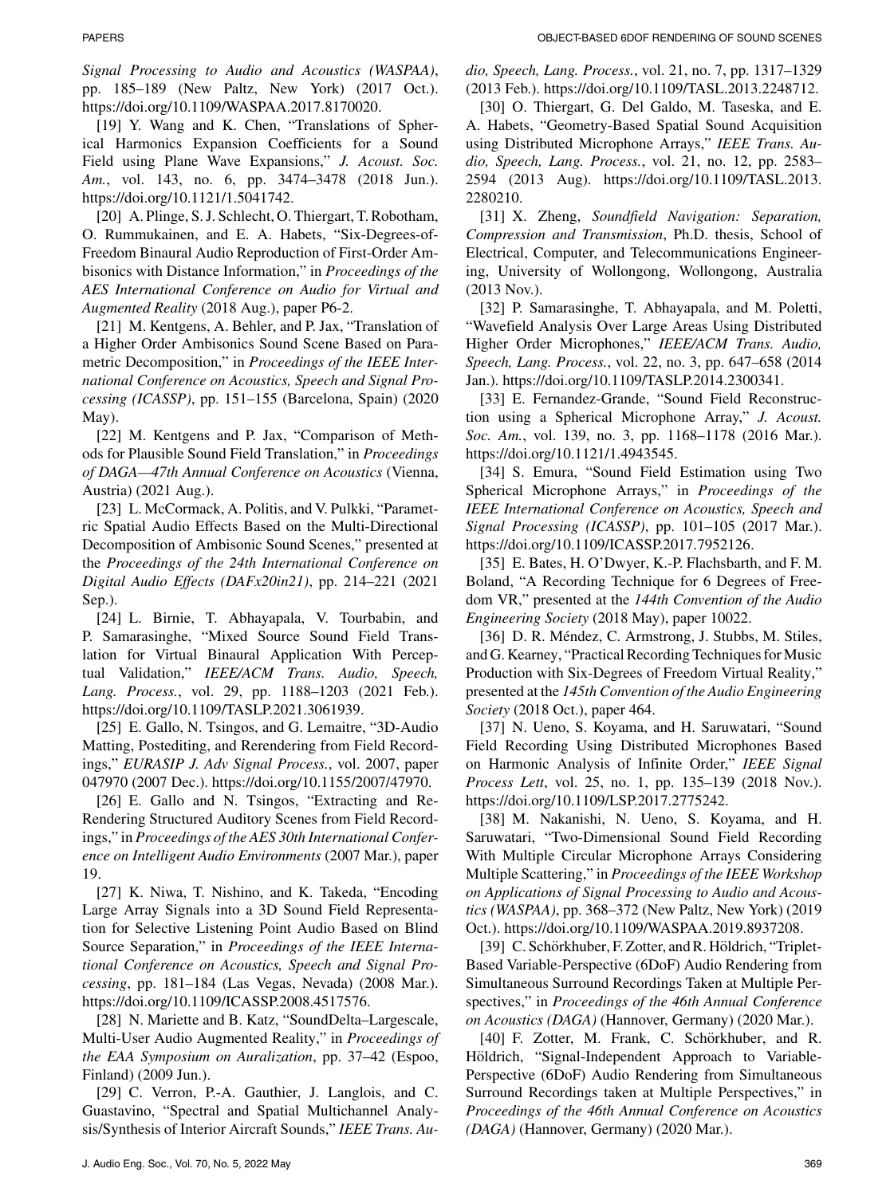*Signal Processing to Audio and Acoustics (WASPAA)*, pp. 185–189 (New Paltz, New York) (2017 Oct.). https://doi.org/10.1109/WASPAA.2017.8170020.

[19] Y. Wang and K. Chen, "Translations of Spherical Harmonics Expansion Coefficients for a Sound Field using Plane Wave Expansions," *J. Acoust. Soc. Am.*, vol. 143, no. 6, pp. 3474–3478 (2018 Jun.). https://doi.org/10.1121/1.5041742.

[20] A. Plinge, S. J. Schlecht, O. Thiergart, T. Robotham, O. Rummukainen, and E. A. Habets, "Six-Degrees-of-Freedom Binaural Audio Reproduction of First-Order Ambisonics with Distance Information," in *Proceedings of the AES International Conference on Audio for Virtual and Augmented Reality* (2018 Aug.), paper P6-2.

[21] M. Kentgens, A. Behler, and P. Jax, "Translation of a Higher Order Ambisonics Sound Scene Based on Parametric Decomposition," in *Proceedings of the IEEE International Conference on Acoustics, Speech and Signal Processing (ICASSP)*, pp. 151–155 (Barcelona, Spain) (2020 May).

[22] M. Kentgens and P. Jax, "Comparison of Methods for Plausible Sound Field Translation," in *Proceedings of DAGA—47th Annual Conference on Acoustics* (Vienna, Austria) (2021 Aug.).

[23] L. McCormack, A. Politis, and V. Pulkki, "Parametric Spatial Audio Effects Based on the Multi-Directional Decomposition of Ambisonic Sound Scenes," presented at the *Proceedings of the 24th International Conference on Digital Audio Effects (DAFx20in21)*, pp. 214–221 (2021 Sep.).

[24] L. Birnie, T. Abhayapala, V. Tourbabin, and P. Samarasinghe, "Mixed Source Sound Field Translation for Virtual Binaural Application With Perceptual Validation," *IEEE/ACM Trans. Audio, Speech, Lang. Process.*, vol. 29, pp. 1188–1203 (2021 Feb.). https://doi.org/10.1109/TASLP.2021.3061939.

[25] E. Gallo, N. Tsingos, and G. Lemaitre, "3D-Audio Matting, Postediting, and Rerendering from Field Recordings," *EURASIP J. Adv Signal Process.*, vol. 2007, paper 047970 (2007 Dec.). https://doi.org/10.1155/2007/47970.

[26] E. Gallo and N. Tsingos, "Extracting and Re-Rendering Structured Auditory Scenes from Field Recordings," in *Proceedings of the AES 30th International Conference on Intelligent Audio Environments* (2007 Mar.), paper 19.

[27] K. Niwa, T. Nishino, and K. Takeda, "Encoding Large Array Signals into a 3D Sound Field Representation for Selective Listening Point Audio Based on Blind Source Separation," in *Proceedings of the IEEE International Conference on Acoustics, Speech and Signal Processing*, pp. 181–184 (Las Vegas, Nevada) (2008 Mar.). https://doi.org/10.1109/ICASSP.2008.4517576.

[28] N. Mariette and B. Katz, "SoundDelta–Largescale, Multi-User Audio Augmented Reality," in *Proceedings of the EAA Symposium on Auralization*, pp. 37–42 (Espoo, Finland) (2009 Jun.).

[29] C. Verron, P.-A. Gauthier, J. Langlois, and C. Guastavino, "Spectral and Spatial Multichannel Analysis/Synthesis of Interior Aircraft Sounds," *IEEE Trans. Audio, Speech, Lang. Process.*, vol. 21, no. 7, pp. 1317–1329 (2013 Feb.). https://doi.org/10.1109/TASL.2013.2248712.

[30] O. Thiergart, G. Del Galdo, M. Taseska, and E. A. Habets, "Geometry-Based Spatial Sound Acquisition using Distributed Microphone Arrays," *IEEE Trans. Audio, Speech, Lang. Process.*, vol. 21, no. 12, pp. 2583–2594 (2013 Aug). https://doi.org/10.1109/TASL.2013.2280210.

[31] X. Zheng, *Soundfield Navigation: Separation, Compression and Transmission*, Ph.D. thesis, School of Electrical, Computer, and Telecommunications Engineering, University of Wollongong, Wollongong, Australia (2013 Nov.).

[32] P. Samarasinghe, T. Abhayapala, and M. Poletti, "Wavefield Analysis Over Large Areas Using Distributed Higher Order Microphones," *IEEE/ACM Trans. Audio, Speech, Lang. Process.*, vol. 22, no. 3, pp. 647–658 (2014 Jan.). https://doi.org/10.1109/TASLP.2014.2300341.

[33] E. Fernandez-Grande, "Sound Field Reconstruction using a Spherical Microphone Array," *J. Acoust. Soc. Am.*, vol. 139, no. 3, pp. 1168–1178 (2016 Mar.). https://doi.org/10.1121/1.4943545.

[34] S. Emura, "Sound Field Estimation using Two Spherical Microphone Arrays," in *Proceedings of the IEEE International Conference on Acoustics, Speech and Signal Processing (ICASSP)*, pp. 101–105 (2017 Mar.). https://doi.org/10.1109/ICASSP.2017.7952126.

[35] E. Bates, H. O'Dwyer, K.-P. Flachsbarth, and F. M. Boland, "A Recording Technique for 6 Degrees of Freedom VR," presented at the *144th Convention of the Audio Engineering Society* (2018 May), paper 10022.

[36] D. R. Méndez, C. Armstrong, J. Stubbs, M. Stiles, and G. Kearney, "Practical Recording Techniques for Music Production with Six-Degrees of Freedom Virtual Reality," presented at the *145th Convention of the Audio Engineering Society* (2018 Oct.), paper 464.

[37] N. Ueno, S. Koyama, and H. Saruwatari, "Sound Field Recording Using Distributed Microphones Based on Harmonic Analysis of Infinite Order," *IEEE Signal Process Lett*, vol. 25, no. 1, pp. 135–139 (2018 Nov.). https://doi.org/10.1109/LSP.2017.2775242.

[38] M. Nakanishi, N. Ueno, S. Koyama, and H. Saruwatari, "Two-Dimensional Sound Field Recording With Multiple Circular Microphone Arrays Considering Multiple Scattering," in *Proceedings of the IEEE Workshop on Applications of Signal Processing to Audio and Acoustics (WASPAA)*, pp. 368–372 (New Paltz, New York) (2019 Oct.). https://doi.org/10.1109/WASPAA.2019.8937208.

[39] C. Schörkhuber, F. Zotter, and R. Höldrich, "Triplet-Based Variable-Perspective (6DoF) Audio Rendering from Simultaneous Surround Recordings Taken at Multiple Perspectives," in *Proceedings of the 46th Annual Conference on Acoustics (DAGA)* (Hannover, Germany) (2020 Mar.).

[40] F. Zotter, M. Frank, C. Schörkhuber, and R. Höldrich, "Signal-Independent Approach to Variable-Perspective (6DoF) Audio Rendering from Simultaneous Surround Recordings taken at Multiple Perspectives," in *Proceedings of the 46th Annual Conference on Acoustics (DAGA)* (Hannover, Germany) (2020 Mar.).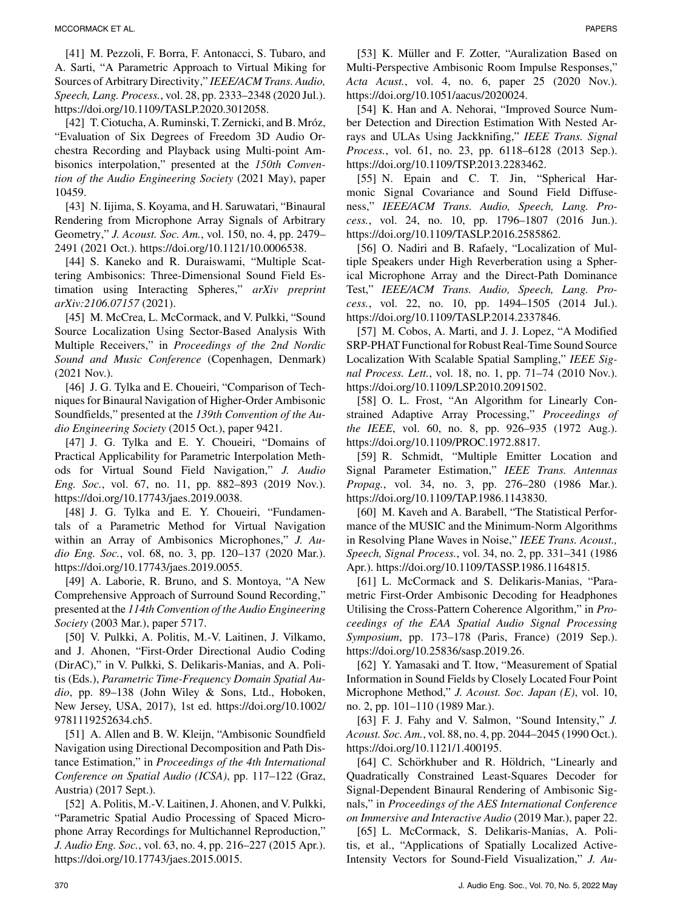[41] M. Pezzoli, F. Borra, F. Antonacci, S. Tubaro, and A. Sarti, "A Parametric Approach to Virtual Miking for Sources of Arbitrary Directivity," *IEEE/ACM Trans. Audio, Speech, Lang. Process.*, vol. 28, pp. 2333–2348 (2020 Jul.). https://doi.org/10.1109/TASLP.2020.3012058.

[42] T. Ciotucha, A. Ruminski, T. Zernicki, and B. Mróz, "Evaluation of Six Degrees of Freedom 3D Audio Orchestra Recording and Playback using Multi-point Ambisonics interpolation," presented at the *150th Convention of the Audio Engineering Society* (2021 May), paper 10459.

[43] N. Iijima, S. Koyama, and H. Saruwatari, "Binaural Rendering from Microphone Array Signals of Arbitrary Geometry," *J. Acoust. Soc. Am.*, vol. 150, no. 4, pp. 2479–2491 (2021 Oct.). https://doi.org/10.1121/10.0006538.

[44] S. Kaneko and R. Duraiswami, "Multiple Scattering Ambisonics: Three-Dimensional Sound Field Estimation using Interacting Spheres," *arXiv preprint arXiv:2106.07157* (2021).

[45] M. McCrea, L. McCormack, and V. Pulkki, "Sound Source Localization Using Sector-Based Analysis With Multiple Receivers," in *Proceedings of the 2nd Nordic Sound and Music Conference* (Copenhagen, Denmark) (2021 Nov.).

[46] J. G. Tylka and E. Choueiri, "Comparison of Techniques for Binaural Navigation of Higher-Order Ambisonic Soundfields," presented at the *139th Convention of the Audio Engineering Society* (2015 Oct.), paper 9421.

[47] J. G. Tylka and E. Y. Choueiri, "Domains of Practical Applicability for Parametric Interpolation Methods for Virtual Sound Field Navigation," *J. Audio Eng. Soc.*, vol. 67, no. 11, pp. 882–893 (2019 Nov.). https://doi.org/10.17743/jaes.2019.0038.

[48] J. G. Tylka and E. Y. Choueiri, "Fundamentals of a Parametric Method for Virtual Navigation within an Array of Ambisonics Microphones," *J. Audio Eng. Soc.*, vol. 68, no. 3, pp. 120–137 (2020 Mar.). https://doi.org/10.17743/jaes.2019.0055.

[49] A. Laborie, R. Bruno, and S. Montoya, "A New Comprehensive Approach of Surround Sound Recording," presented at the *114th Convention of the Audio Engineering Society* (2003 Mar.), paper 5717.

[50] V. Pulkki, A. Politis, M.-V. Laitinen, J. Vilkamo, and J. Ahonen, "First-Order Directional Audio Coding (DirAC)," in V. Pulkki, S. Delikaris-Manias, and A. Politis (Eds.), *Parametric Time-Frequency Domain Spatial Audio*, pp. 89–138 (John Wiley & Sons, Ltd., Hoboken, New Jersey, USA, 2017), 1st ed. https://doi.org/10.1002/9781119252634.ch5.

[51] A. Allen and B. W. Kleijn, "Ambisonic Soundfield Navigation using Directional Decomposition and Path Distance Estimation," in *Proceedings of the 4th International Conference on Spatial Audio (ICSA)*, pp. 117–122 (Graz, Austria) (2017 Sept.).

[52] A. Politis, M.-V. Laitinen, J. Ahonen, and V. Pulkki, "Parametric Spatial Audio Processing of Spaced Microphone Array Recordings for Multichannel Reproduction," *J. Audio Eng. Soc.*, vol. 63, no. 4, pp. 216–227 (2015 Apr.). https://doi.org/10.17743/jaes.2015.0015.

[53] K. Müller and F. Zotter, "Auralization Based on Multi-Perspective Ambisonic Room Impulse Responses," *Acta Acust.*, vol. 4, no. 6, paper 25 (2020 Nov.). https://doi.org/10.1051/aacus/2020024.

[54] K. Han and A. Nehorai, "Improved Source Number Detection and Direction Estimation With Nested Arrays and ULAs Using Jackknifing," *IEEE Trans. Signal Process.*, vol. 61, no. 23, pp. 6118–6128 (2013 Sep.). https://doi.org/10.1109/TSP.2013.2283462.

[55] N. Epain and C. T. Jin, "Spherical Harmonic Signal Covariance and Sound Field Diffuseness," *IEEE/ACM Trans. Audio, Speech, Lang. Process.*, vol. 24, no. 10, pp. 1796–1807 (2016 Jun.). https://doi.org/10.1109/TASLP.2016.2585862.

[56] O. Nadiri and B. Rafaely, "Localization of Multiple Speakers under High Reverberation using a Spherical Microphone Array and the Direct-Path Dominance Test," *IEEE/ACM Trans. Audio, Speech, Lang. Process.*, vol. 22, no. 10, pp. 1494–1505 (2014 Jul.). https://doi.org/10.1109/TASLP.2014.2337846.

[57] M. Cobos, A. Marti, and J. J. Lopez, "A Modified SRP-PHAT Functional for Robust Real-Time Sound Source Localization With Scalable Spatial Sampling," *IEEE Signal Process. Lett.*, vol. 18, no. 1, pp. 71–74 (2010 Nov.). https://doi.org/10.1109/LSP.2010.2091502.

[58] O. L. Frost, "An Algorithm for Linearly Constrained Adaptive Array Processing," *Proceedings of the IEEE*, vol. 60, no. 8, pp. 926–935 (1972 Aug.). https://doi.org/10.1109/PROC.1972.8817.

[59] R. Schmidt, "Multiple Emitter Location and Signal Parameter Estimation," *IEEE Trans. Antennas Propag.*, vol. 34, no. 3, pp. 276–280 (1986 Mar.). https://doi.org/10.1109/TAP.1986.1143830.

[60] M. Kaveh and A. Barabell, "The Statistical Performance of the MUSIC and the Minimum-Norm Algorithms in Resolving Plane Waves in Noise," *IEEE Trans. Acoust., Speech, Signal Process.*, vol. 34, no. 2, pp. 331–341 (1986 Apr.). https://doi.org/10.1109/TASSP.1986.1164815.

[61] L. McCormack and S. Delikaris-Manias, "Parametric First-Order Ambisonic Decoding for Headphones Utilising the Cross-Pattern Coherence Algorithm," in *Proceedings of the EAA Spatial Audio Signal Processing Symposium*, pp. 173–178 (Paris, France) (2019 Sep.). https://doi.org/10.25836/sasp.2019.26.

[62] Y. Yamasaki and T. Itow, "Measurement of Spatial Information in Sound Fields by Closely Located Four Point Microphone Method," *J. Acoust. Soc. Japan (E)*, vol. 10, no. 2, pp. 101–110 (1989 Mar.).

[63] F. J. Fahy and V. Salmon, "Sound Intensity," *J. Acoust. Soc. Am.*, vol. 88, no. 4, pp. 2044–2045 (1990 Oct.). https://doi.org/10.1121/1.400195.

[64] C. Schörkhuber and R. Höldrich, "Linearly and Quadratically Constrained Least-Squares Decoder for Signal-Dependent Binaural Rendering of Ambisonic Signals," in *Proceedings of the AES International Conference on Immersive and Interactive Audio* (2019 Mar.), paper 22.

[65] L. McCormack, S. Delikaris-Manias, A. Politis, et al., "Applications of Spatially Localized Active-Intensity Vectors for Sound-Field Visualization," *J. Au-*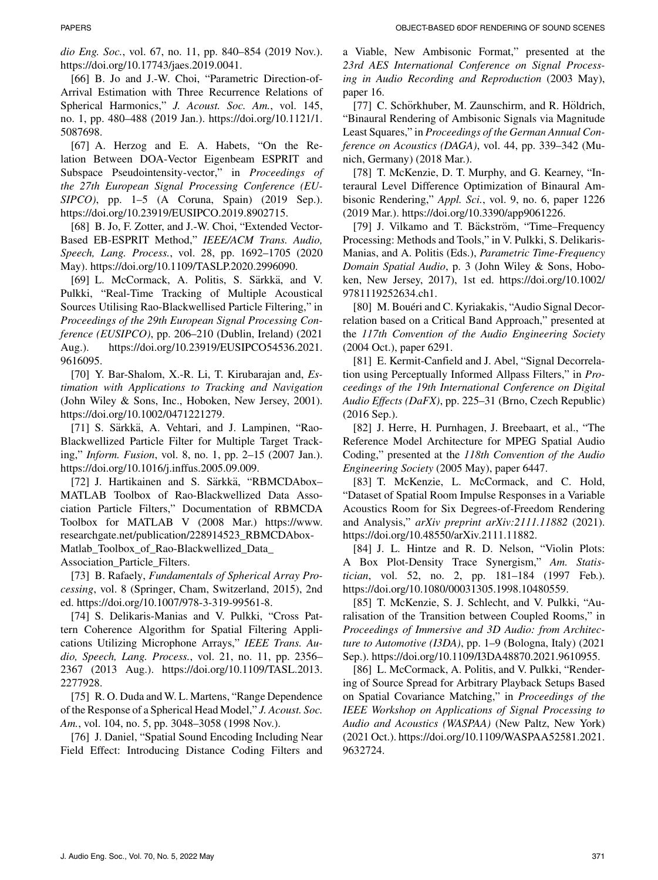*dio Eng. Soc.*, vol. 67, no. 11, pp. 840–854 (2019 Nov.). https://doi.org/10.17743/jaes.2019.0041.

[66] B. Jo and J.-W. Choi, "Parametric Direction-of-Arrival Estimation with Three Recurrence Relations of Spherical Harmonics," *J. Acoust. Soc. Am.*, vol. 145, no. 1, pp. 480–488 (2019 Jan.). https://doi.org/10.1121/1.5087698.

[67] A. Herzog and E. A. Habets, "On the Relation Between DOA-Vector Eigenbeam ESPRIT and Subspace Pseudointensity-vector," in *Proceedings of the 27th European Signal Processing Conference (EUSIPCO)*, pp. 1–5 (A Coruna, Spain) (2019 Sep.). https://doi.org/10.23919/EUSIPCO.2019.8902715.

[68] B. Jo, F. Zotter, and J.-W. Choi, "Extended Vector-Based EB-ESPRIT Method," *IEEE/ACM Trans. Audio, Speech, Lang. Process.*, vol. 28, pp. 1692–1705 (2020 May). https://doi.org/10.1109/TASLP.2020.2996090.

[69] L. McCormack, A. Politis, S. Särkkä, and V. Pulkki, "Real-Time Tracking of Multiple Acoustical Sources Utilising Rao-Blackwellised Particle Filtering," in *Proceedings of the 29th European Signal Processing Conference (EUSIPCO)*, pp. 206–210 (Dublin, Ireland) (2021 Aug.). https://doi.org/10.23919/EUSIPCO54536.2021.9616095.

[70] Y. Bar-Shalom, X.-R. Li, T. Kirubarajan and, *Estimation with Applications to Tracking and Navigation* (John Wiley & Sons, Inc., Hoboken, New Jersey, 2001). https://doi.org/10.1002/0471221279.

[71] S. Särkkä, A. Vehtari, and J. Lampinen, "Rao-Blackwellized Particle Filter for Multiple Target Tracking," *Inform. Fusion*, vol. 8, no. 1, pp. 2–15 (2007 Jan.). https://doi.org/10.1016/j.inffus.2005.09.009.

[72] J. Hartikainen and S. Särkkä, "RBMCDAbox–MATLAB Toolbox of Rao-Blackwellized Data Association Particle Filters," Documentation of RBMCDA Toolbox for MATLAB V (2008 Mar.) https://www.researchgate.net/publication/228914523_RBMCDAbox-Matlab_Toolbox_of_Rao-Blackwellized_Data_Association_Particle_Filters.

[73] B. Rafaely, *Fundamentals of Spherical Array Processing*, vol. 8 (Springer, Cham, Switzerland, 2015), 2nd ed. https://doi.org/10.1007/978-3-319-99561-8.

[74] S. Delikaris-Manias and V. Pulkki, "Cross Pattern Coherence Algorithm for Spatial Filtering Applications Utilizing Microphone Arrays," *IEEE Trans. Audio, Speech, Lang. Process.*, vol. 21, no. 11, pp. 2356–2367 (2013 Aug.). https://doi.org/10.1109/TASL.2013.2277928.

[75] R. O. Duda and W. L. Martens, "Range Dependence of the Response of a Spherical Head Model," *J. Acoust. Soc. Am.*, vol. 104, no. 5, pp. 3048–3058 (1998 Nov.).

[76] J. Daniel, "Spatial Sound Encoding Including Near Field Effect: Introducing Distance Coding Filters and a Viable, New Ambisonic Format," presented at the *23rd AES International Conference on Signal Processing in Audio Recording and Reproduction* (2003 May), paper 16.

[77] C. Schörkhuber, M. Zaunschirm, and R. Höldrich, "Binaural Rendering of Ambisonic Signals via Magnitude Least Squares," in *Proceedings of the German Annual Conference on Acoustics (DAGA)*, vol. 44, pp. 339–342 (Munich, Germany) (2018 Mar.).

[78] T. McKenzie, D. T. Murphy, and G. Kearney, "Interaural Level Difference Optimization of Binaural Ambisonic Rendering," *Appl. Sci.*, vol. 9, no. 6, paper 1226 (2019 Mar.). https://doi.org/10.3390/app9061226.

[79] J. Vilkamo and T. Bäckström, "Time–Frequency Processing: Methods and Tools," in V. Pulkki, S. Delikaris-Manias, and A. Politis (Eds.), *Parametric Time-Frequency Domain Spatial Audio*, p. 3 (John Wiley & Sons, Hoboken, New Jersey, 2017), 1st ed. https://doi.org/10.1002/9781119252634.ch1.

[80] M. Bouéri and C. Kyriakakis, "Audio Signal Decorrelation based on a Critical Band Approach," presented at the *117th Convention of the Audio Engineering Society* (2004 Oct.), paper 6291.

[81] E. Kermit-Canfield and J. Abel, "Signal Decorrelation using Perceptually Informed Allpass Filters," in *Proceedings of the 19th International Conference on Digital Audio Effects (DaFX)*, pp. 225–31 (Brno, Czech Republic) (2016 Sep.).

[82] J. Herre, H. Purnhagen, J. Breebaart, et al., "The Reference Model Architecture for MPEG Spatial Audio Coding," presented at the *118th Convention of the Audio Engineering Society* (2005 May), paper 6447.

[83] T. McKenzie, L. McCormack, and C. Hold, "Dataset of Spatial Room Impulse Responses in a Variable Acoustics Room for Six Degrees-of-Freedom Rendering and Analysis," *arXiv preprint arXiv:2111.11882* (2021). https://doi.org/10.48550/arXiv.2111.11882.

[84] J. L. Hintze and R. D. Nelson, "Violin Plots: A Box Plot-Density Trace Synergism," *Am. Statistician*, vol. 52, no. 2, pp. 181–184 (1997 Feb.). https://doi.org/10.1080/00031305.1998.10480559.

[85] T. McKenzie, S. J. Schlecht, and V. Pulkki, "Auralisation of the Transition between Coupled Rooms," in *Proceedings of Immersive and 3D Audio: from Architecture to Automotive (I3DA)*, pp. 1–9 (Bologna, Italy) (2021 Sep.). https://doi.org/10.1109/I3DA48870.2021.9610955.

[86] L. McCormack, A. Politis, and V. Pulkki, "Rendering of Source Spread for Arbitrary Playback Setups Based on Spatial Covariance Matching," in *Proceedings of the IEEE Workshop on Applications of Signal Processing to Audio and Acoustics (WASPAA)* (New Paltz, New York) (2021 Oct.). https://doi.org/10.1109/WASPAA52581.2021.9632724.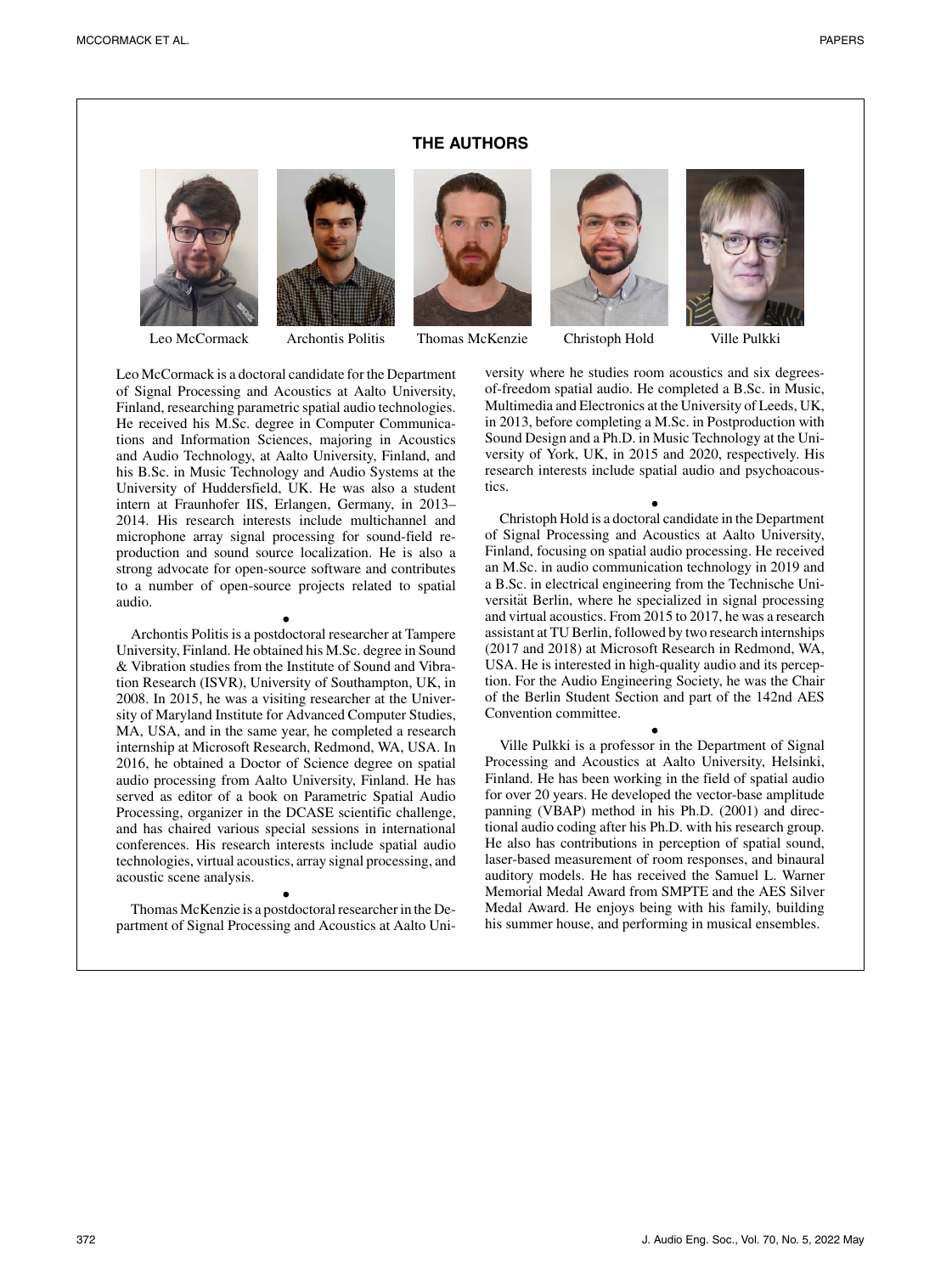## THE AUTHORS

Leo McCormack | Archontis Politis | Thomas McKenzie | Christoph Hold | Ville Pulkki

Leo McCormack is a doctoral candidate for the Department of Signal Processing and Acoustics at Aalto University, Finland, researching parametric spatial audio technologies. He received his M.Sc. degree in Computer Communications and Information Sciences, majoring in Acoustics and Audio Technology, at Aalto University, Finland, and his B.Sc. in Music Technology and Audio Systems at the University of Huddersfield, UK. He was also a student intern at Fraunhofer IIS, Erlangen, Germany, in 2013–2014. His research interests include multichannel and microphone array signal processing for sound-field reproduction and sound source localization. He is also a strong advocate for open-source software and contributes to a number of open-source projects related to spatial audio.

•

Archontis Politis is a postdoctoral researcher at Tampere University, Finland. He obtained his M.Sc. degree in Sound & Vibration studies from the Institute of Sound and Vibration Research (ISVR), University of Southampton, UK, in 2008. In 2015, he was a visiting researcher at the University of Maryland Institute for Advanced Computer Studies, MA, USA, and in the same year, he completed a research internship at Microsoft Research, Redmond, WA, USA. In 2016, he obtained a Doctor of Science degree on spatial audio processing from Aalto University, Finland. He has served as editor of a book on Parametric Spatial Audio Processing, organizer in the DCASE scientific challenge, and has chaired various special sessions in international conferences. His research interests include spatial audio technologies, virtual acoustics, array signal processing, and acoustic scene analysis.

•

Thomas McKenzie is a postdoctoral researcher in the Department of Signal Processing and Acoustics at Aalto University where he studies room acoustics and six degrees-of-freedom spatial audio. He completed a B.Sc. in Music, Multimedia and Electronics at the University of Leeds, UK, in 2013, before completing a M.Sc. in Postproduction with Sound Design and a Ph.D. in Music Technology at the University of York, UK, in 2015 and 2020, respectively. His research interests include spatial audio and psychoacoustics.

•

Christoph Hold is a doctoral candidate in the Department of Signal Processing and Acoustics at Aalto University, Finland, focusing on spatial audio processing. He received an M.Sc. in audio communication technology in 2019 and a B.Sc. in electrical engineering from the Technische Universität Berlin, where he specialized in signal processing and virtual acoustics. From 2015 to 2017, he was a research assistant at TU Berlin, followed by two research internships (2017 and 2018) at Microsoft Research in Redmond, WA, USA. He is interested in high-quality audio and its perception. For the Audio Engineering Society, he was the Chair of the Berlin Student Section and part of the 142nd AES Convention committee.

•

Ville Pulkki is a professor in the Department of Signal Processing and Acoustics at Aalto University, Helsinki, Finland. He has been working in the field of spatial audio for over 20 years. He developed the vector-base amplitude panning (VBAP) method in his Ph.D. (2001) and directional audio coding after his Ph.D. with his research group. He also has contributions in perception of spatial sound, laser-based measurement of room responses, and binaural auditory models. He has received the Samuel L. Warner Memorial Medal Award from SMPTE and the AES Silver Medal Award. He enjoys being with his family, building his summer house, and performing in musical ensembles.